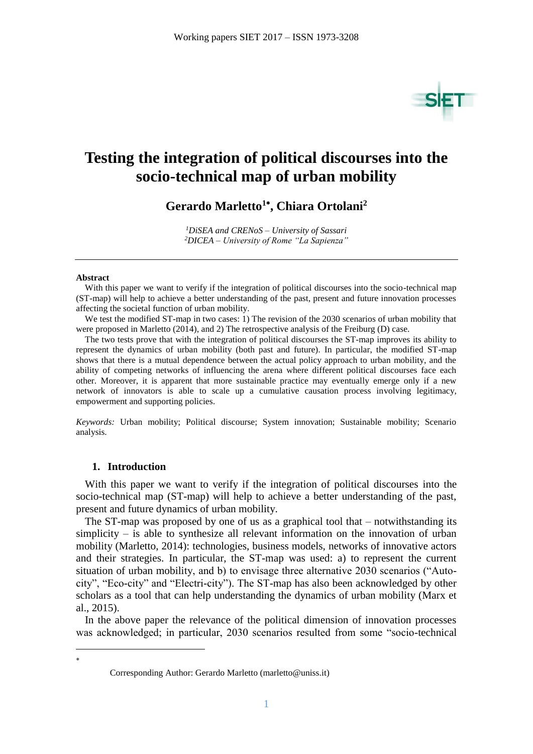# Testing the integration of political discourses into the socio-technical map of urban mobility

**Gerardo Marletto[1*], Chiara Ortolani[2]**

*[1]DiSEA and CRENoS – University of Sassari*
*[2]DICEA – University of Rome "La Sapienza"*

---

**Abstract**

With this paper we want to verify if the integration of political discourses into the socio-technical map (ST-map) will help to achieve a better understanding of the past, present and future innovation processes affecting the societal function of urban mobility.

We test the modified ST-map in two cases: 1) The revision of the 2030 scenarios of urban mobility that were proposed in Marletto (2014), and 2) The retrospective analysis of the Freiburg (D) case.

The two tests prove that with the integration of political discourses the ST-map improves its ability to represent the dynamics of urban mobility (both past and future). In particular, the modified ST-map shows that there is a mutual dependence between the actual policy approach to urban mobility, and the ability of competing networks of influencing the arena where different political discourses face each other. Moreover, it is apparent that more sustainable practice may eventually emerge only if a new network of innovators is able to scale up a cumulative causation process involving legitimacy, empowerment and supporting policies.

*Keywords:* Urban mobility; Political discourse; System innovation; Sustainable mobility; Scenario analysis.

## 1. Introduction

With this paper we want to verify if the integration of political discourses into the socio-technical map (ST-map) will help to achieve a better understanding of the past, present and future dynamics of urban mobility.

The ST-map was proposed by one of us as a graphical tool that – notwithstanding its simplicity – is able to synthesize all relevant information on the innovation of urban mobility (Marletto, 2014): technologies, business models, networks of innovative actors and their strategies. In particular, the ST-map was used: a) to represent the current situation of urban mobility, and b) to envisage three alternative 2030 scenarios ("Auto-city", "Eco-city" and "Electri-city"). The ST-map has also been acknowledged by other scholars as a tool that can help understanding the dynamics of urban mobility (Marx et al., 2015).

In the above paper the relevance of the political dimension of innovation processes was acknowledged; in particular, 2030 scenarios resulted from some "socio-technical

---

* Corresponding Author: Gerardo Marletto (marletto@uniss.it)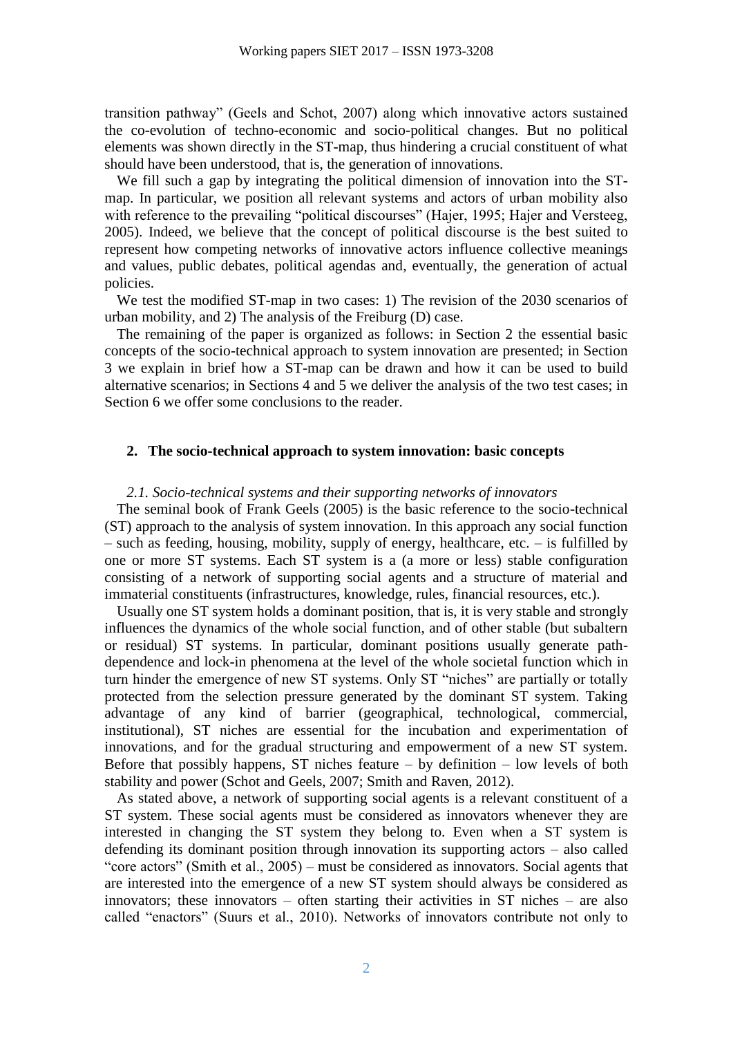transition pathway" (Geels and Schot, 2007) along which innovative actors sustained the co-evolution of techno-economic and socio-political changes. But no political elements was shown directly in the ST-map, thus hindering a crucial constituent of what should have been understood, that is, the generation of innovations.

We fill such a gap by integrating the political dimension of innovation into the ST-map. In particular, we position all relevant systems and actors of urban mobility also with reference to the prevailing "political discourses" (Hajer, 1995; Hajer and Versteeg, 2005). Indeed, we believe that the concept of political discourse is the best suited to represent how competing networks of innovative actors influence collective meanings and values, public debates, political agendas and, eventually, the generation of actual policies.

We test the modified ST-map in two cases: 1) The revision of the 2030 scenarios of urban mobility, and 2) The analysis of the Freiburg (D) case.

The remaining of the paper is organized as follows: in Section 2 the essential basic concepts of the socio-technical approach to system innovation are presented; in Section 3 we explain in brief how a ST-map can be drawn and how it can be used to build alternative scenarios; in Sections 4 and 5 we deliver the analysis of the two test cases; in Section 6 we offer some conclusions to the reader.

## 2. The socio-technical approach to system innovation: basic concepts

### *2.1. Socio-technical systems and their supporting networks of innovators*

The seminal book of Frank Geels (2005) is the basic reference to the socio-technical (ST) approach to the analysis of system innovation. In this approach any social function – such as feeding, housing, mobility, supply of energy, healthcare, etc. – is fulfilled by one or more ST systems. Each ST system is a (a more or less) stable configuration consisting of a network of supporting social agents and a structure of material and immaterial constituents (infrastructures, knowledge, rules, financial resources, etc.).

Usually one ST system holds a dominant position, that is, it is very stable and strongly influences the dynamics of the whole social function, and of other stable (but subaltern or residual) ST systems. In particular, dominant positions usually generate path-dependence and lock-in phenomena at the level of the whole societal function which in turn hinder the emergence of new ST systems. Only ST "niches" are partially or totally protected from the selection pressure generated by the dominant ST system. Taking advantage of any kind of barrier (geographical, technological, commercial, institutional), ST niches are essential for the incubation and experimentation of innovations, and for the gradual structuring and empowerment of a new ST system. Before that possibly happens, ST niches feature – by definition – low levels of both stability and power (Schot and Geels, 2007; Smith and Raven, 2012).

As stated above, a network of supporting social agents is a relevant constituent of a ST system. These social agents must be considered as innovators whenever they are interested in changing the ST system they belong to. Even when a ST system is defending its dominant position through innovation its supporting actors – also called "core actors" (Smith et al., 2005) – must be considered as innovators. Social agents that are interested into the emergence of a new ST system should always be considered as innovators; these innovators – often starting their activities in ST niches – are also called "enactors" (Suurs et al., 2010). Networks of innovators contribute not only to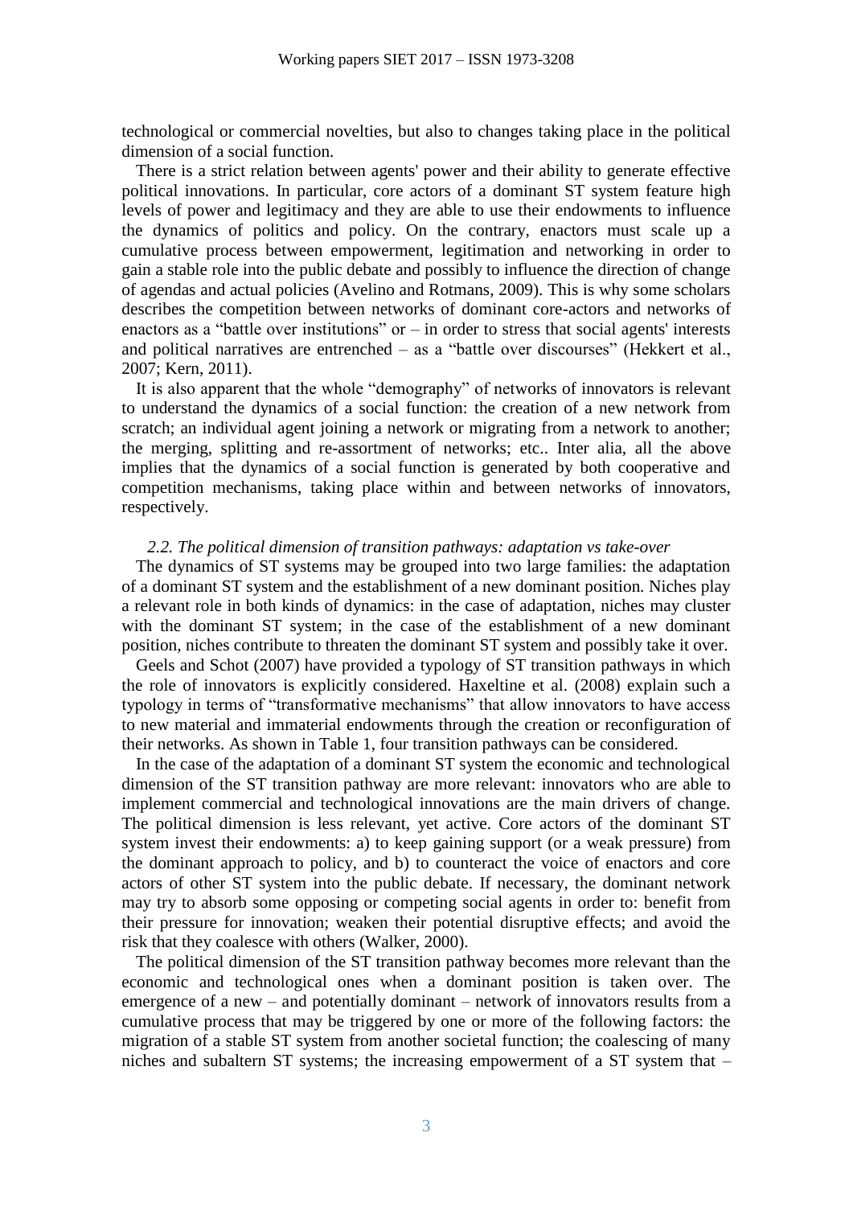technological or commercial novelties, but also to changes taking place in the political dimension of a social function.

There is a strict relation between agents' power and their ability to generate effective political innovations. In particular, core actors of a dominant ST system feature high levels of power and legitimacy and they are able to use their endowments to influence the dynamics of politics and policy. On the contrary, enactors must scale up a cumulative process between empowerment, legitimation and networking in order to gain a stable role into the public debate and possibly to influence the direction of change of agendas and actual policies (Avelino and Rotmans, 2009). This is why some scholars describes the competition between networks of dominant core-actors and networks of enactors as a "battle over institutions" or – in order to stress that social agents' interests and political narratives are entrenched – as a "battle over discourses" (Hekkert et al., 2007; Kern, 2011).

It is also apparent that the whole "demography" of networks of innovators is relevant to understand the dynamics of a social function: the creation of a new network from scratch; an individual agent joining a network or migrating from a network to another; the merging, splitting and re-assortment of networks; etc.. Inter alia, all the above implies that the dynamics of a social function is generated by both cooperative and competition mechanisms, taking place within and between networks of innovators, respectively.

### *2.2. The political dimension of transition pathways: adaptation vs take-over*

The dynamics of ST systems may be grouped into two large families: the adaptation of a dominant ST system and the establishment of a new dominant position. Niches play a relevant role in both kinds of dynamics: in the case of adaptation, niches may cluster with the dominant ST system; in the case of the establishment of a new dominant position, niches contribute to threaten the dominant ST system and possibly take it over.

Geels and Schot (2007) have provided a typology of ST transition pathways in which the role of innovators is explicitly considered. Haxeltine et al. (2008) explain such a typology in terms of "transformative mechanisms" that allow innovators to have access to new material and immaterial endowments through the creation or reconfiguration of their networks. As shown in Table 1, four transition pathways can be considered.

In the case of the adaptation of a dominant ST system the economic and technological dimension of the ST transition pathway are more relevant: innovators who are able to implement commercial and technological innovations are the main drivers of change. The political dimension is less relevant, yet active. Core actors of the dominant ST system invest their endowments: a) to keep gaining support (or a weak pressure) from the dominant approach to policy, and b) to counteract the voice of enactors and core actors of other ST system into the public debate. If necessary, the dominant network may try to absorb some opposing or competing social agents in order to: benefit from their pressure for innovation; weaken their potential disruptive effects; and avoid the risk that they coalesce with others (Walker, 2000).

The political dimension of the ST transition pathway becomes more relevant than the economic and technological ones when a dominant position is taken over. The emergence of a new – and potentially dominant – network of innovators results from a cumulative process that may be triggered by one or more of the following factors: the migration of a stable ST system from another societal function; the coalescing of many niches and subaltern ST systems; the increasing empowerment of a ST system that –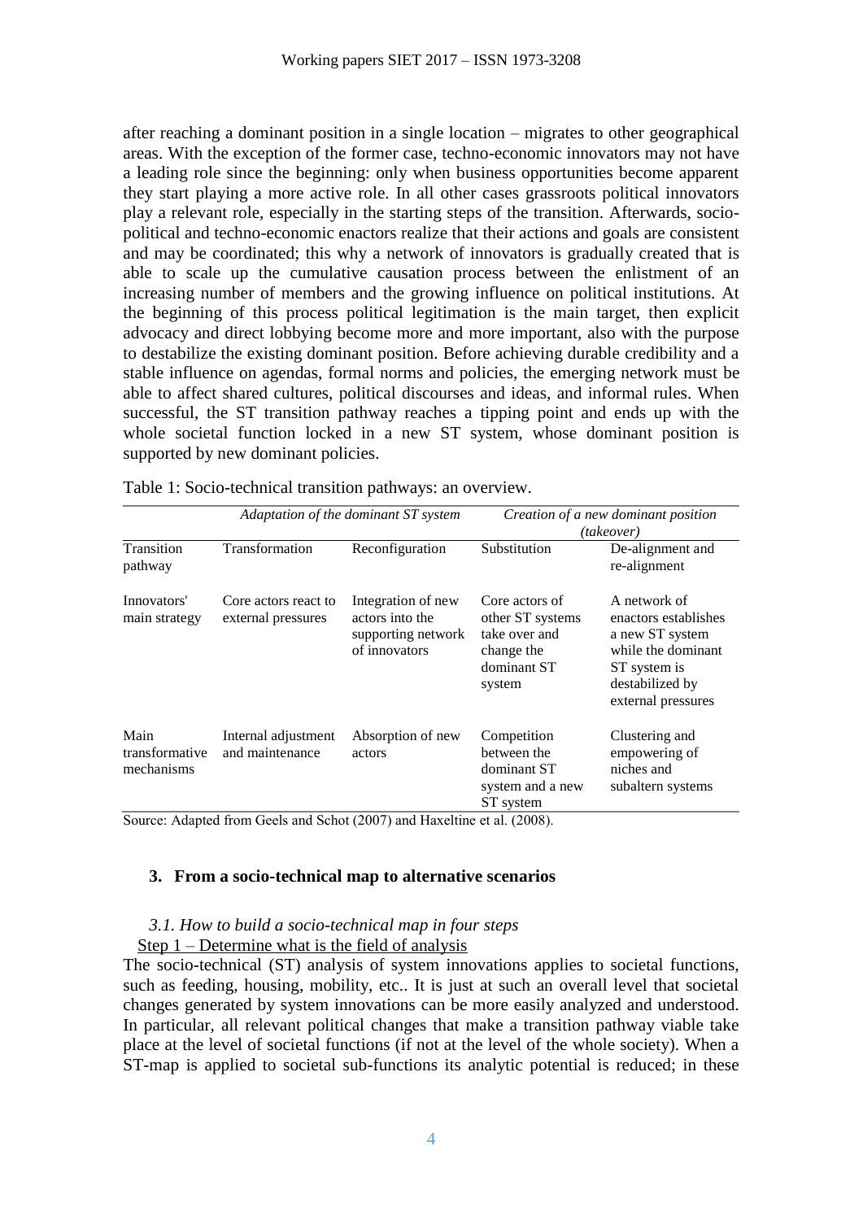after reaching a dominant position in a single location – migrates to other geographical areas. With the exception of the former case, techno-economic innovators may not have a leading role since the beginning: only when business opportunities become apparent they start playing a more active role. In all other cases grassroots political innovators play a relevant role, especially in the starting steps of the transition. Afterwards, socio-political and techno-economic enactors realize that their actions and goals are consistent and may be coordinated; this why a network of innovators is gradually created that is able to scale up the cumulative causation process between the enlistment of an increasing number of members and the growing influence on political institutions. At the beginning of this process political legitimation is the main target, then explicit advocacy and direct lobbying become more and more important, also with the purpose to destabilize the existing dominant position. Before achieving durable credibility and a stable influence on agendas, formal norms and policies, the emerging network must be able to affect shared cultures, political discourses and ideas, and informal rules. When successful, the ST transition pathway reaches a tipping point and ends up with the whole societal function locked in a new ST system, whose dominant position is supported by new dominant policies.

Table 1: Socio-technical transition pathways: an overview.

| | *Adaptation of the dominant ST system* | | *Creation of a new dominant position (takeover)* | |
|---|---|---|---|---|
| Transition pathway | Transformation | Reconfiguration | Substitution | De-alignment and re-alignment |
| Innovators' main strategy | Core actors react to external pressures | Integration of new actors into the supporting network of innovators | Core actors of other ST systems take over and change the dominant ST system | A network of enactors establishes a new ST system while the dominant ST system is destabilized by external pressures |
| Main transformative mechanisms | Internal adjustment and maintenance | Absorption of new actors | Competition between the dominant ST system and a new ST system | Clustering and empowering of niches and subaltern systems |

Source: Adapted from Geels and Schot (2007) and Haxeltine et al. (2008).

## 3. From a socio-technical map to alternative scenarios

### *3.1. How to build a socio-technical map in four steps*

Step 1 – Determine what is the field of analysis

The socio-technical (ST) analysis of system innovations applies to societal functions, such as feeding, housing, mobility, etc.. It is just at such an overall level that societal changes generated by system innovations can be more easily analyzed and understood. In particular, all relevant political changes that make a transition pathway viable take place at the level of societal functions (if not at the level of the whole society). When a ST-map is applied to societal sub-functions its analytic potential is reduced; in these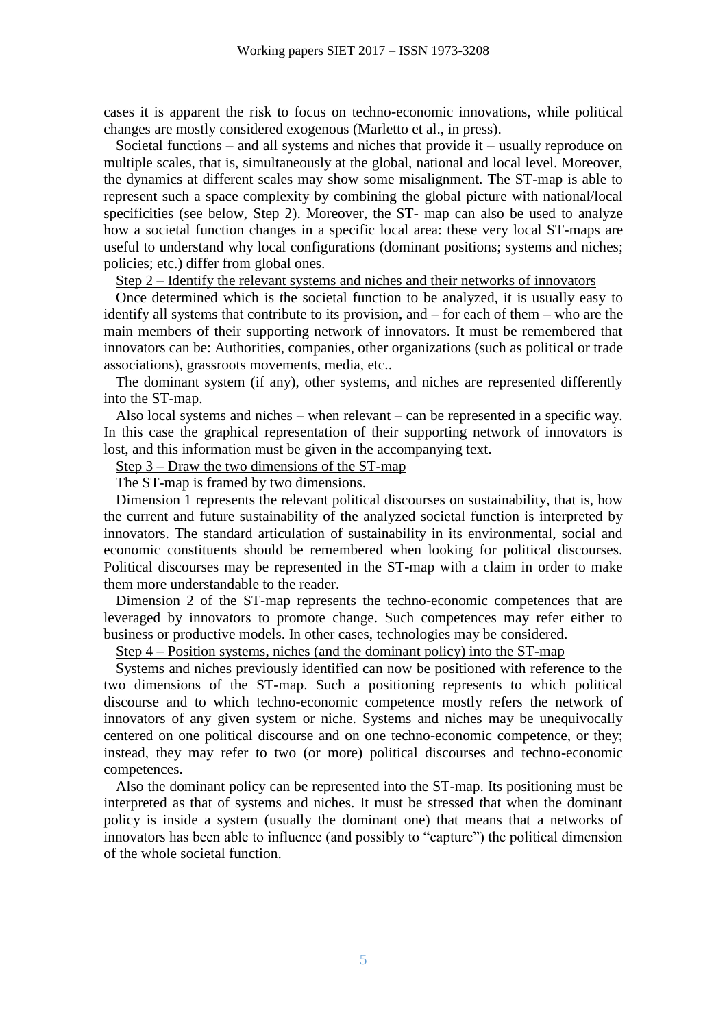cases it is apparent the risk to focus on techno-economic innovations, while political changes are mostly considered exogenous (Marletto et al., in press).

Societal functions – and all systems and niches that provide it – usually reproduce on multiple scales, that is, simultaneously at the global, national and local level. Moreover, the dynamics at different scales may show some misalignment. The ST-map is able to represent such a space complexity by combining the global picture with national/local specificities (see below, Step 2). Moreover, the ST- map can also be used to analyze how a societal function changes in a specific local area: these very local ST-maps are useful to understand why local configurations (dominant positions; systems and niches; policies; etc.) differ from global ones.

Step 2 – Identify the relevant systems and niches and their networks of innovators

Once determined which is the societal function to be analyzed, it is usually easy to identify all systems that contribute to its provision, and – for each of them – who are the main members of their supporting network of innovators. It must be remembered that innovators can be: Authorities, companies, other organizations (such as political or trade associations), grassroots movements, media, etc..

The dominant system (if any), other systems, and niches are represented differently into the ST-map.

Also local systems and niches – when relevant – can be represented in a specific way. In this case the graphical representation of their supporting network of innovators is lost, and this information must be given in the accompanying text.

Step 3 – Draw the two dimensions of the ST-map

The ST-map is framed by two dimensions.

Dimension 1 represents the relevant political discourses on sustainability, that is, how the current and future sustainability of the analyzed societal function is interpreted by innovators. The standard articulation of sustainability in its environmental, social and economic constituents should be remembered when looking for political discourses. Political discourses may be represented in the ST-map with a claim in order to make them more understandable to the reader.

Dimension 2 of the ST-map represents the techno-economic competences that are leveraged by innovators to promote change. Such competences may refer either to business or productive models. In other cases, technologies may be considered.

Step 4 – Position systems, niches (and the dominant policy) into the ST-map

Systems and niches previously identified can now be positioned with reference to the two dimensions of the ST-map. Such a positioning represents to which political discourse and to which techno-economic competence mostly refers the network of innovators of any given system or niche. Systems and niches may be unequivocally centered on one political discourse and on one techno-economic competence, or they; instead, they may refer to two (or more) political discourses and techno-economic competences.

Also the dominant policy can be represented into the ST-map. Its positioning must be interpreted as that of systems and niches. It must be stressed that when the dominant policy is inside a system (usually the dominant one) that means that a networks of innovators has been able to influence (and possibly to "capture") the political dimension of the whole societal function.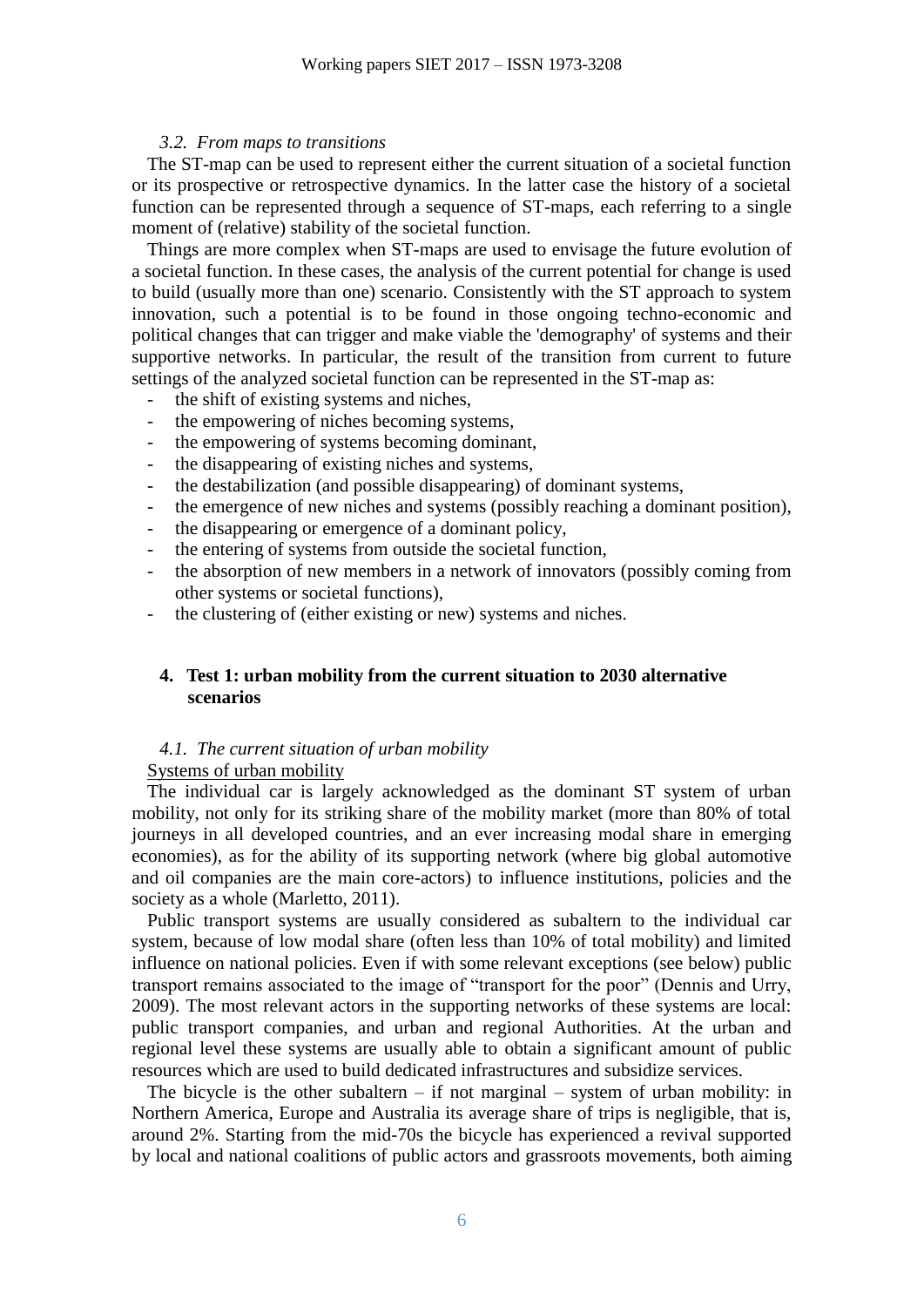### *3.2. From maps to transitions*

The ST-map can be used to represent either the current situation of a societal function or its prospective or retrospective dynamics. In the latter case the history of a societal function can be represented through a sequence of ST-maps, each referring to a single moment of (relative) stability of the societal function.

Things are more complex when ST-maps are used to envisage the future evolution of a societal function. In these cases, the analysis of the current potential for change is used to build (usually more than one) scenario. Consistently with the ST approach to system innovation, such a potential is to be found in those ongoing techno-economic and political changes that can trigger and make viable the 'demography' of systems and their supportive networks. In particular, the result of the transition from current to future settings of the analyzed societal function can be represented in the ST-map as:

- the shift of existing systems and niches,
- the empowering of niches becoming systems,
- the empowering of systems becoming dominant,
- the disappearing of existing niches and systems,
- the destabilization (and possible disappearing) of dominant systems,
- the emergence of new niches and systems (possibly reaching a dominant position),
- the disappearing or emergence of a dominant policy,
- the entering of systems from outside the societal function,
- the absorption of new members in a network of innovators (possibly coming from other systems or societal functions),
- the clustering of (either existing or new) systems and niches.

## 4. Test 1: urban mobility from the current situation to 2030 alternative scenarios

### *4.1. The current situation of urban mobility*

Systems of urban mobility

The individual car is largely acknowledged as the dominant ST system of urban mobility, not only for its striking share of the mobility market (more than 80% of total journeys in all developed countries, and an ever increasing modal share in emerging economies), as for the ability of its supporting network (where big global automotive and oil companies are the main core-actors) to influence institutions, policies and the society as a whole (Marletto, 2011).

Public transport systems are usually considered as subaltern to the individual car system, because of low modal share (often less than 10% of total mobility) and limited influence on national policies. Even if with some relevant exceptions (see below) public transport remains associated to the image of "transport for the poor" (Dennis and Urry, 2009). The most relevant actors in the supporting networks of these systems are local: public transport companies, and urban and regional Authorities. At the urban and regional level these systems are usually able to obtain a significant amount of public resources which are used to build dedicated infrastructures and subsidize services.

The bicycle is the other subaltern – if not marginal – system of urban mobility: in Northern America, Europe and Australia its average share of trips is negligible, that is, around 2%. Starting from the mid-70s the bicycle has experienced a revival supported by local and national coalitions of public actors and grassroots movements, both aiming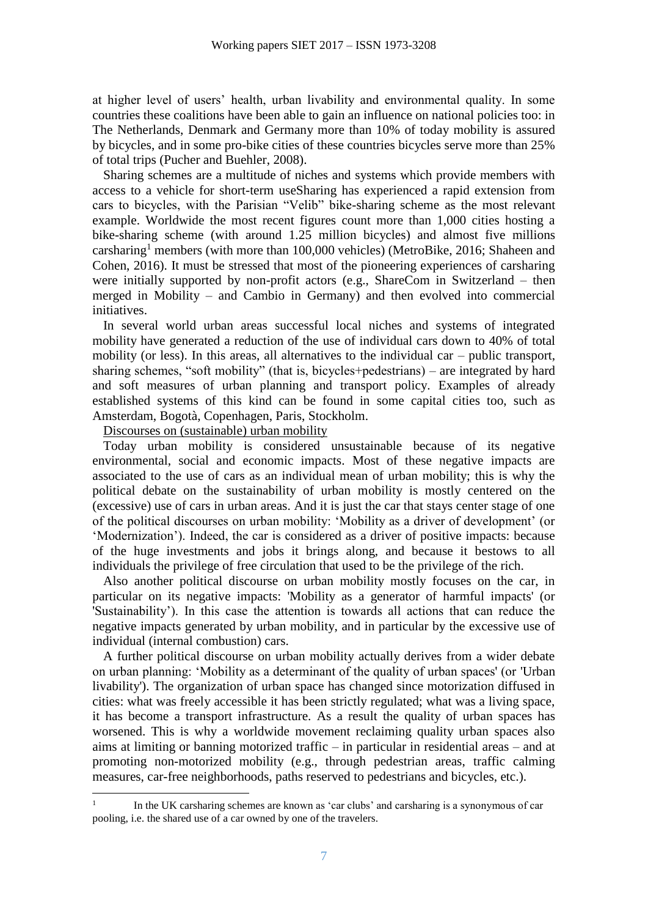at higher level of users' health, urban livability and environmental quality. In some countries these coalitions have been able to gain an influence on national policies too: in The Netherlands, Denmark and Germany more than 10% of today mobility is assured by bicycles, and in some pro-bike cities of these countries bicycles serve more than 25% of total trips (Pucher and Buehler, 2008).

Sharing schemes are a multitude of niches and systems which provide members with access to a vehicle for short-term useSharing has experienced a rapid extension from cars to bicycles, with the Parisian "Velib" bike-sharing scheme as the most relevant example. Worldwide the most recent figures count more than 1,000 cities hosting a bike-sharing scheme (with around 1.25 million bicycles) and almost five millions carsharing[1] members (with more than 100,000 vehicles) (MetroBike, 2016; Shaheen and Cohen, 2016). It must be stressed that most of the pioneering experiences of carsharing were initially supported by non-profit actors (e.g., ShareCom in Switzerland – then merged in Mobility – and Cambio in Germany) and then evolved into commercial initiatives.

In several world urban areas successful local niches and systems of integrated mobility have generated a reduction of the use of individual cars down to 40% of total mobility (or less). In this areas, all alternatives to the individual car – public transport, sharing schemes, "soft mobility" (that is, bicycles+pedestrians) – are integrated by hard and soft measures of urban planning and transport policy. Examples of already established systems of this kind can be found in some capital cities too, such as Amsterdam, Bogotà, Copenhagen, Paris, Stockholm.

Discourses on (sustainable) urban mobility

Today urban mobility is considered unsustainable because of its negative environmental, social and economic impacts. Most of these negative impacts are associated to the use of cars as an individual mean of urban mobility; this is why the political debate on the sustainability of urban mobility is mostly centered on the (excessive) use of cars in urban areas. And it is just the car that stays center stage of one of the political discourses on urban mobility: 'Mobility as a driver of development' (or 'Modernization'). Indeed, the car is considered as a driver of positive impacts: because of the huge investments and jobs it brings along, and because it bestows to all individuals the privilege of free circulation that used to be the privilege of the rich.

Also another political discourse on urban mobility mostly focuses on the car, in particular on its negative impacts: 'Mobility as a generator of harmful impacts' (or 'Sustainability'). In this case the attention is towards all actions that can reduce the negative impacts generated by urban mobility, and in particular by the excessive use of individual (internal combustion) cars.

A further political discourse on urban mobility actually derives from a wider debate on urban planning: 'Mobility as a determinant of the quality of urban spaces' (or 'Urban livability'). The organization of urban space has changed since motorization diffused in cities: what was freely accessible it has been strictly regulated; what was a living space, it has become a transport infrastructure. As a result the quality of urban spaces has worsened. This is why a worldwide movement reclaiming quality urban spaces also aims at limiting or banning motorized traffic – in particular in residential areas – and at promoting non-motorized mobility (e.g., through pedestrian areas, traffic calming measures, car-free neighborhoods, paths reserved to pedestrians and bicycles, etc.).

---

[1] In the UK carsharing schemes are known as 'car clubs' and carsharing is a synonymous of car pooling, i.e. the shared use of a car owned by one of the travelers.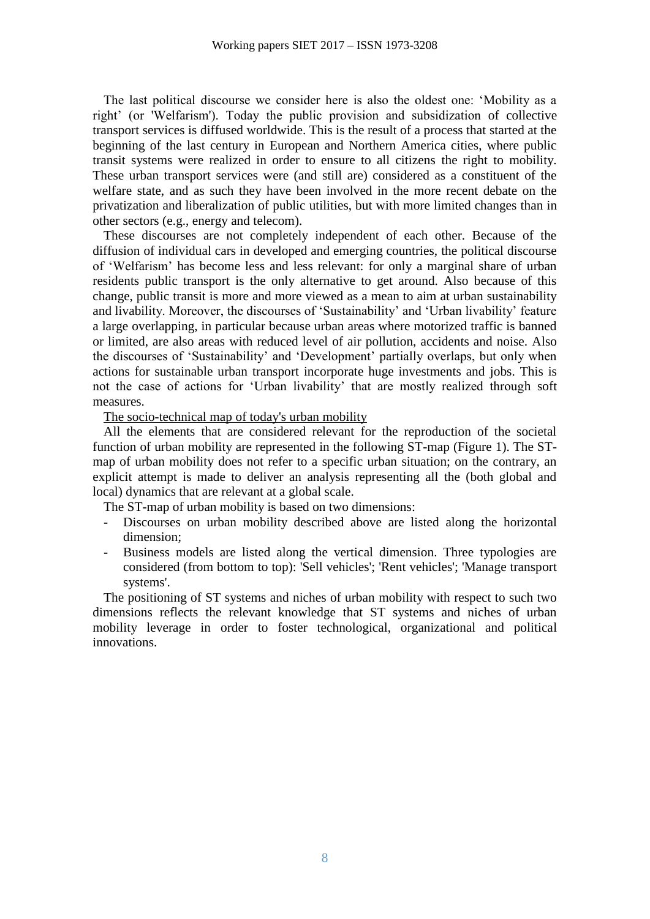The last political discourse we consider here is also the oldest one: 'Mobility as a right' (or 'Welfarism'). Today the public provision and subsidization of collective transport services is diffused worldwide. This is the result of a process that started at the beginning of the last century in European and Northern America cities, where public transit systems were realized in order to ensure to all citizens the right to mobility. These urban transport services were (and still are) considered as a constituent of the welfare state, and as such they have been involved in the more recent debate on the privatization and liberalization of public utilities, but with more limited changes than in other sectors (e.g., energy and telecom).

These discourses are not completely independent of each other. Because of the diffusion of individual cars in developed and emerging countries, the political discourse of 'Welfarism' has become less and less relevant: for only a marginal share of urban residents public transport is the only alternative to get around. Also because of this change, public transit is more and more viewed as a mean to aim at urban sustainability and livability. Moreover, the discourses of 'Sustainability' and 'Urban livability' feature a large overlapping, in particular because urban areas where motorized traffic is banned or limited, are also areas with reduced level of air pollution, accidents and noise. Also the discourses of 'Sustainability' and 'Development' partially overlaps, but only when actions for sustainable urban transport incorporate huge investments and jobs. This is not the case of actions for 'Urban livability' that are mostly realized through soft measures.

<u>The socio-technical map of today's urban mobility</u>

All the elements that are considered relevant for the reproduction of the societal function of urban mobility are represented in the following ST-map (Figure 1). The ST-map of urban mobility does not refer to a specific urban situation; on the contrary, an explicit attempt is made to deliver an analysis representing all the (both global and local) dynamics that are relevant at a global scale.

The ST-map of urban mobility is based on two dimensions:

- Discourses on urban mobility described above are listed along the horizontal dimension;
- Business models are listed along the vertical dimension. Three typologies are considered (from bottom to top): 'Sell vehicles'; 'Rent vehicles'; 'Manage transport systems'.

The positioning of ST systems and niches of urban mobility with respect to such two dimensions reflects the relevant knowledge that ST systems and niches of urban mobility leverage in order to foster technological, organizational and political innovations.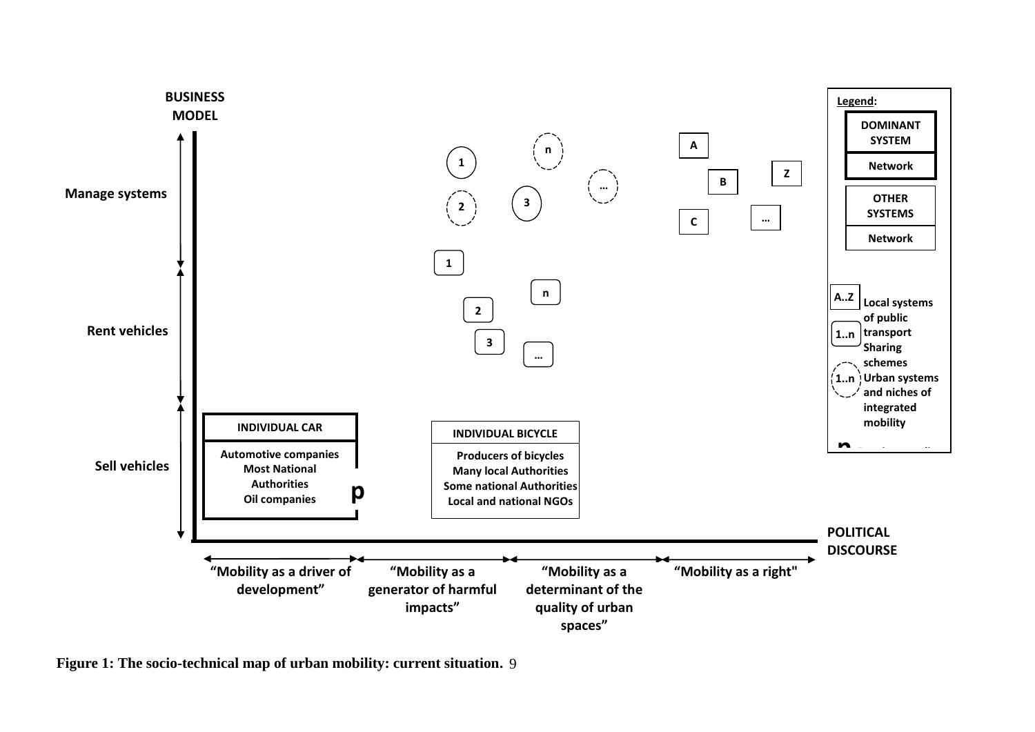BUSINESS MODEL

Manage systems

Rent vehicles

Sell vehicles

INDIVIDUAL CAR

Automotive companies
Most National Authorities
Oil companies

INDIVIDUAL BICYCLE

Producers of bicycles
Many local Authorities
Some national Authorities
Local and national NGOs

POLITICAL DISCOURSE

"Mobility as a driver of development"

"Mobility as a generator of harmful impacts"

"Mobility as a determinant of the quality of urban spaces"

"Mobility as a right"

Legend:

DOMINANT SYSTEM — Network

OTHER SYSTEMS — Network

A..Z Local systems of public transport

1..n Sharing schemes

1..n Urban systems and niches of integrated mobility

**Figure 1: The socio-technical map of urban mobility: current situation.**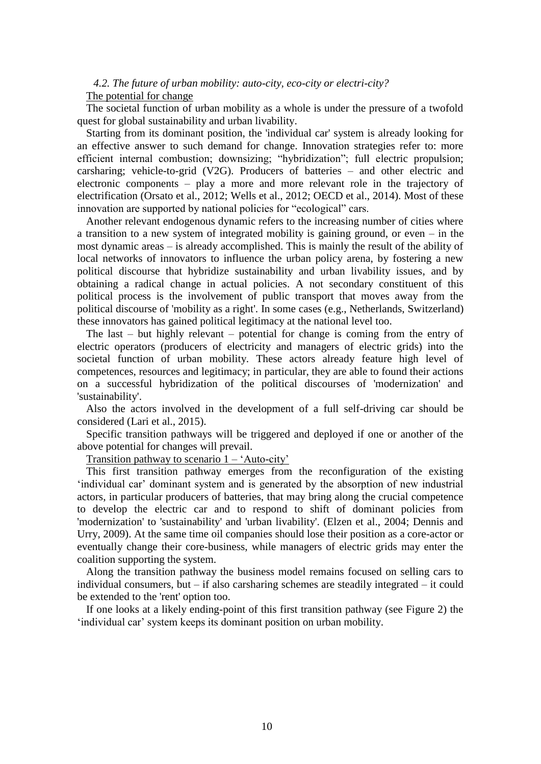### *4.2. The future of urban mobility: auto-city, eco-city or electri-city?*

The potential for change

The societal function of urban mobility as a whole is under the pressure of a twofold quest for global sustainability and urban livability.

Starting from its dominant position, the 'individual car' system is already looking for an effective answer to such demand for change. Innovation strategies refer to: more efficient internal combustion; downsizing; "hybridization"; full electric propulsion; carsharing; vehicle-to-grid (V2G). Producers of batteries – and other electric and electronic components – play a more and more relevant role in the trajectory of electrification (Orsato et al., 2012; Wells et al., 2012; OECD et al., 2014). Most of these innovation are supported by national policies for "ecological" cars.

Another relevant endogenous dynamic refers to the increasing number of cities where a transition to a new system of integrated mobility is gaining ground, or even – in the most dynamic areas – is already accomplished. This is mainly the result of the ability of local networks of innovators to influence the urban policy arena, by fostering a new political discourse that hybridize sustainability and urban livability issues, and by obtaining a radical change in actual policies. A not secondary constituent of this political process is the involvement of public transport that moves away from the political discourse of 'mobility as a right'. In some cases (e.g., Netherlands, Switzerland) these innovators has gained political legitimacy at the national level too.

The last – but highly relevant – potential for change is coming from the entry of electric operators (producers of electricity and managers of electric grids) into the societal function of urban mobility. These actors already feature high level of competences, resources and legitimacy; in particular, they are able to found their actions on a successful hybridization of the political discourses of 'modernization' and 'sustainability'.

Also the actors involved in the development of a full self-driving car should be considered (Lari et al., 2015).

Specific transition pathways will be triggered and deployed if one or another of the above potential for changes will prevail.

Transition pathway to scenario 1 – 'Auto-city'

This first transition pathway emerges from the reconfiguration of the existing 'individual car' dominant system and is generated by the absorption of new industrial actors, in particular producers of batteries, that may bring along the crucial competence to develop the electric car and to respond to shift of dominant policies from 'modernization' to 'sustainability' and 'urban livability'. (Elzen et al., 2004; Dennis and Urry, 2009). At the same time oil companies should lose their position as a core-actor or eventually change their core-business, while managers of electric grids may enter the coalition supporting the system.

Along the transition pathway the business model remains focused on selling cars to individual consumers, but – if also carsharing schemes are steadily integrated – it could be extended to the 'rent' option too.

If one looks at a likely ending-point of this first transition pathway (see Figure 2) the 'individual car' system keeps its dominant position on urban mobility.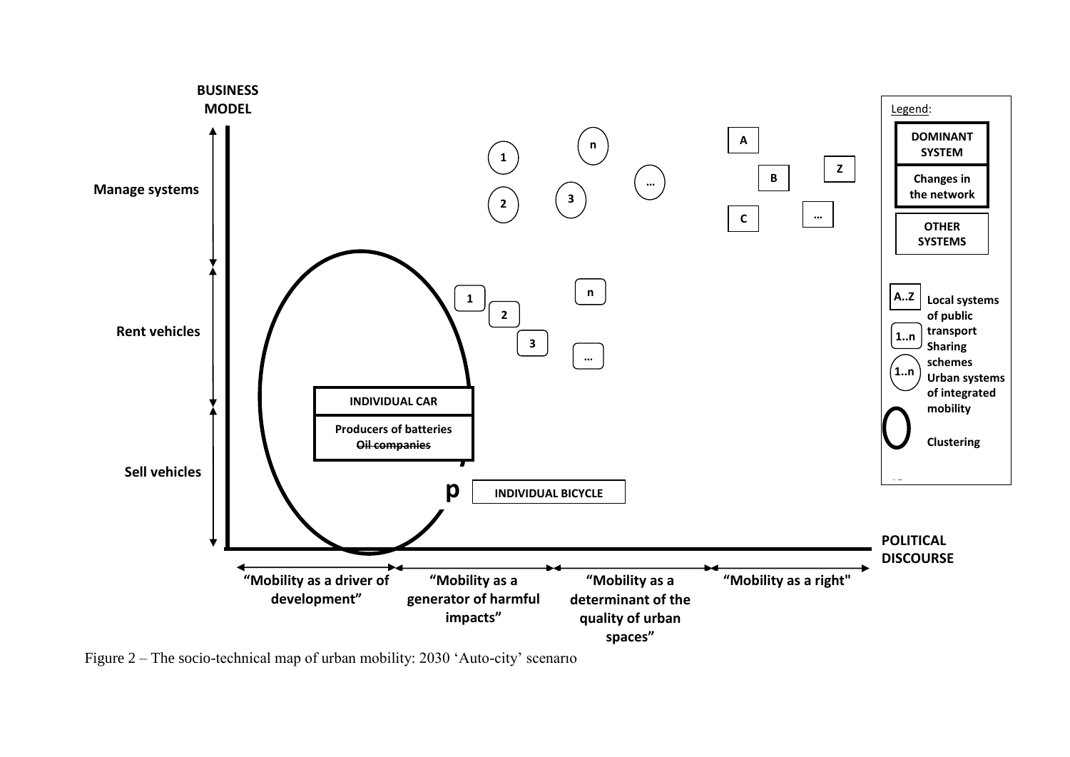**BUSINESS MODEL**

Manage systems

Rent vehicles

Sell vehicles

1, 2, 3, n, …

A, B, C, Z, …

1, 2, 3, n, …

INDIVIDUAL CAR

Producers of batteries

~~Oil companies~~

p

INDIVIDUAL BICYCLE

**POLITICAL DISCOURSE**

"Mobility as a driver of development"

"Mobility as a generator of harmful impacts"

"Mobility as a determinant of the quality of urban spaces"

"Mobility as a right"

Legend:

DOMINANT SYSTEM

Changes in the network

OTHER SYSTEMS

A..Z — Local systems of public transport

1..n — Sharing schemes

1..n — Urban systems of integrated mobility

Clustering

Figure 2 – The socio-technical map of urban mobility: 2030 'Auto-city' scenario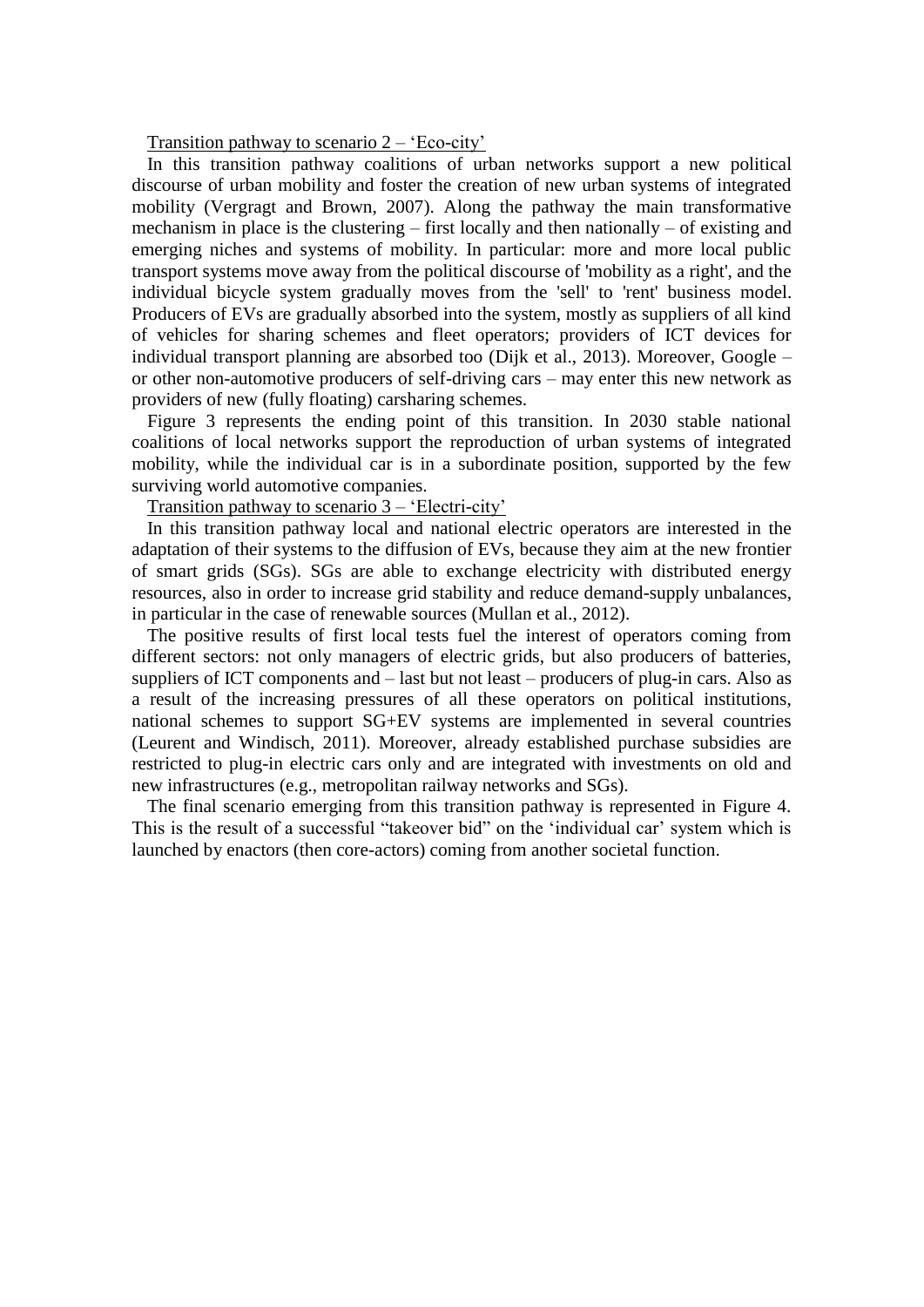<u>Transition pathway to scenario 2 – 'Eco-city'</u>

In this transition pathway coalitions of urban networks support a new political discourse of urban mobility and foster the creation of new urban systems of integrated mobility (Vergragt and Brown, 2007). Along the pathway the main transformative mechanism in place is the clustering – first locally and then nationally – of existing and emerging niches and systems of mobility. In particular: more and more local public transport systems move away from the political discourse of 'mobility as a right', and the individual bicycle system gradually moves from the 'sell' to 'rent' business model. Producers of EVs are gradually absorbed into the system, mostly as suppliers of all kind of vehicles for sharing schemes and fleet operators; providers of ICT devices for individual transport planning are absorbed too (Dijk et al., 2013). Moreover, Google – or other non-automotive producers of self-driving cars – may enter this new network as providers of new (fully floating) carsharing schemes.

Figure 3 represents the ending point of this transition. In 2030 stable national coalitions of local networks support the reproduction of urban systems of integrated mobility, while the individual car is in a subordinate position, supported by the few surviving world automotive companies.

<u>Transition pathway to scenario 3 – 'Electri-city'</u>

In this transition pathway local and national electric operators are interested in the adaptation of their systems to the diffusion of EVs, because they aim at the new frontier of smart grids (SGs). SGs are able to exchange electricity with distributed energy resources, also in order to increase grid stability and reduce demand-supply unbalances, in particular in the case of renewable sources (Mullan et al., 2012).

The positive results of first local tests fuel the interest of operators coming from different sectors: not only managers of electric grids, but also producers of batteries, suppliers of ICT components and – last but not least – producers of plug-in cars. Also as a result of the increasing pressures of all these operators on political institutions, national schemes to support SG+EV systems are implemented in several countries (Leurent and Windisch, 2011). Moreover, already established purchase subsidies are restricted to plug-in electric cars only and are integrated with investments on old and new infrastructures (e.g., metropolitan railway networks and SGs).

The final scenario emerging from this transition pathway is represented in Figure 4. This is the result of a successful "takeover bid" on the 'individual car' system which is launched by enactors (then core-actors) coming from another societal function.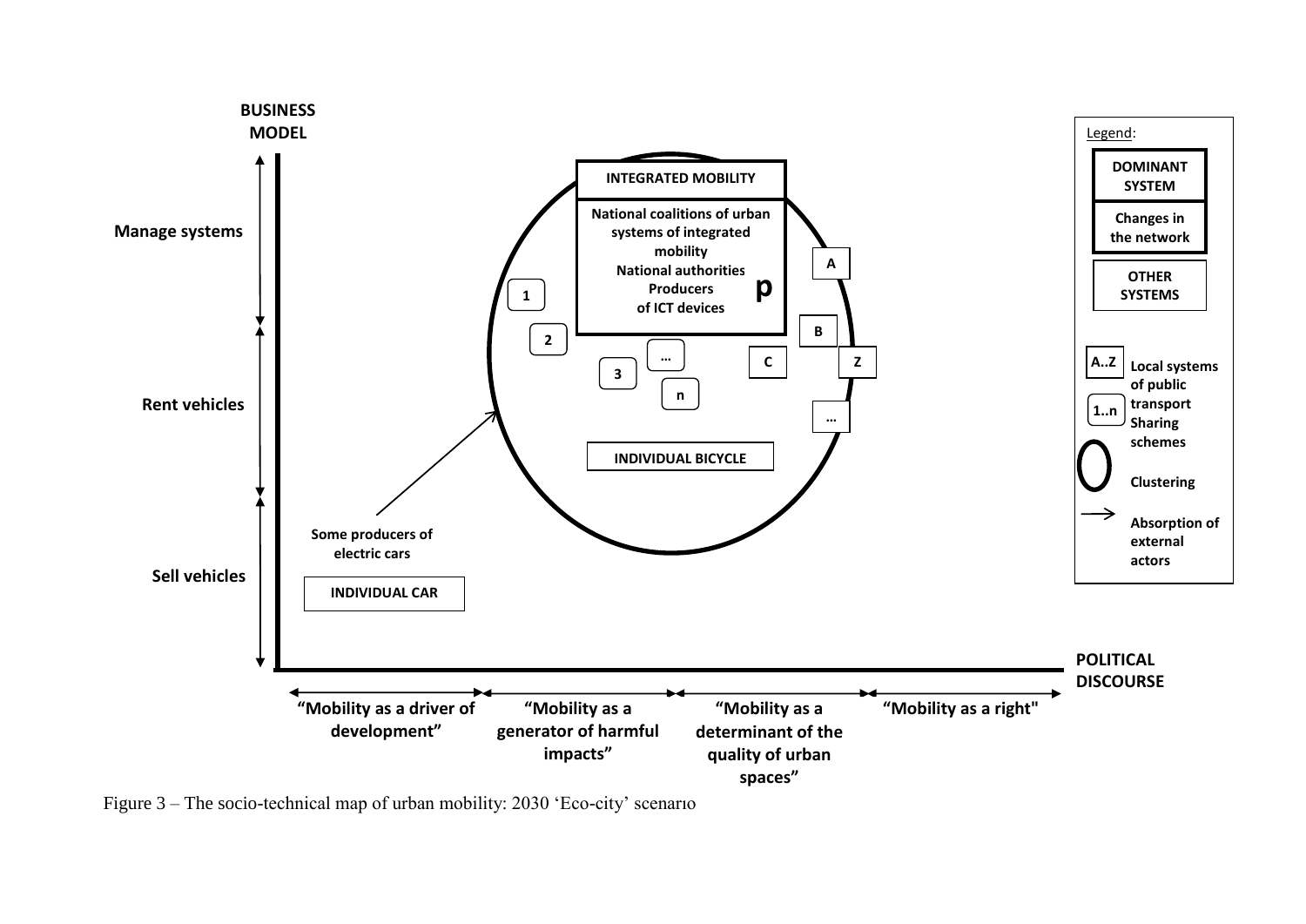BUSINESS MODEL

Manage systems

Rent vehicles

Sell vehicles

INTEGRATED MOBILITY

National coalitions of urban systems of integrated mobility
National authorities
Producers of ICT devices

p

A

B

C

Z

…

1

2

3

…

n

INDIVIDUAL BICYCLE

Some producers of electric cars

INDIVIDUAL CAR

POLITICAL DISCOURSE

"Mobility as a driver of development"

"Mobility as a generator of harmful impacts"

"Mobility as a determinant of the quality of urban spaces"

"Mobility as a right"

Legend:

- DOMINANT SYSTEM
- Changes in the network
- OTHER SYSTEMS
- A..Z Local systems of public transport
- 1..n Sharing schemes
- Clustering
- Absorption of external actors

Figure 3 – The socio-technical map of urban mobility: 2030 'Eco-city' scenario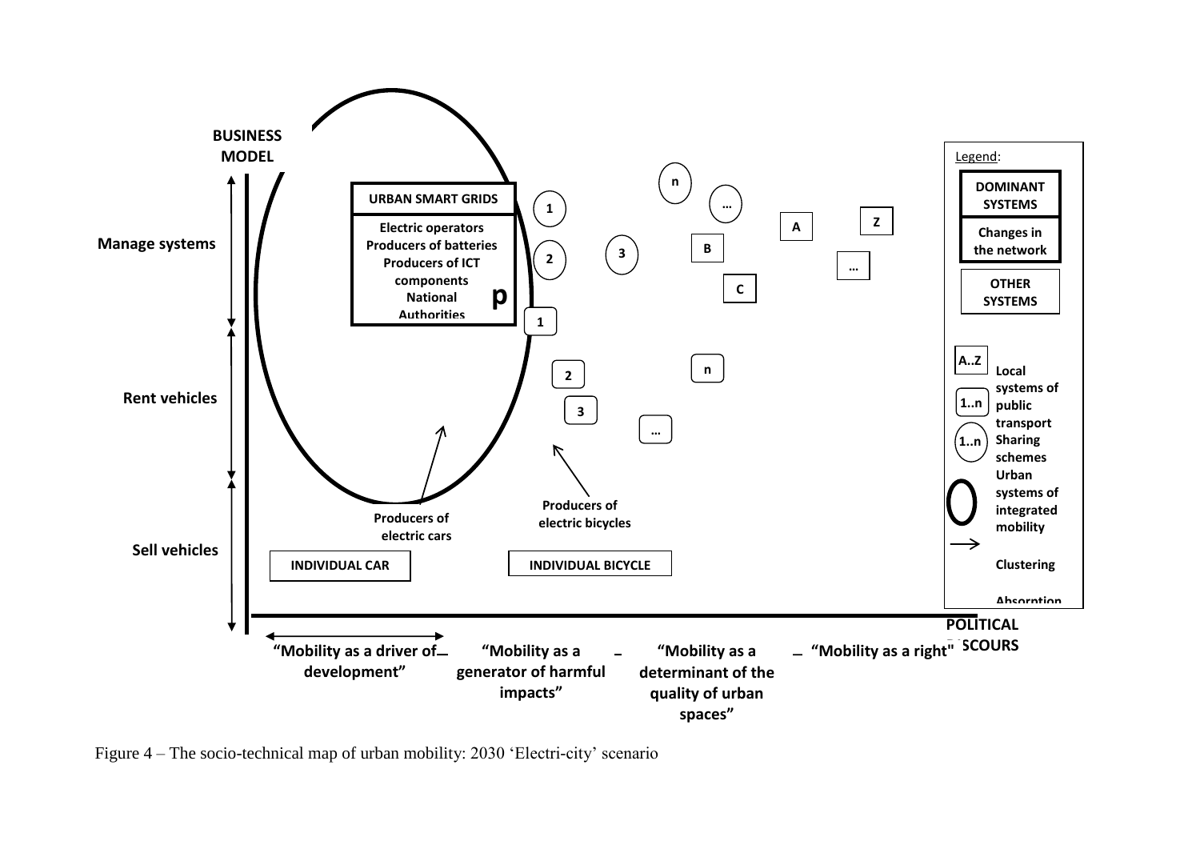BUSINESS MODEL

Manage systems

Rent vehicles

Sell vehicles

URBAN SMART GRIDS

Electric operators
Producers of batteries
Producers of ICT components
National Authorities

p

1 2 3 … n

1 2 3 … n

A B C … Z

Producers of electric cars

Producers of electric bicycles

INDIVIDUAL CAR

INDIVIDUAL BICYCLE

Legend:

- DOMINANT SYSTEMS
- Changes in the network
- OTHER SYSTEMS
- A..Z Local systems of public transport
- 1..n Sharing schemes
- Urban systems of integrated mobility
- Clustering
- Absorption

POLITICAL DISCOURS

"Mobility as a driver of development" – "Mobility as a generator of harmful impacts" – "Mobility as a determinant of the quality of urban spaces" – "Mobility as a right"

Figure 4 – The socio-technical map of urban mobility: 2030 'Electri-city' scenario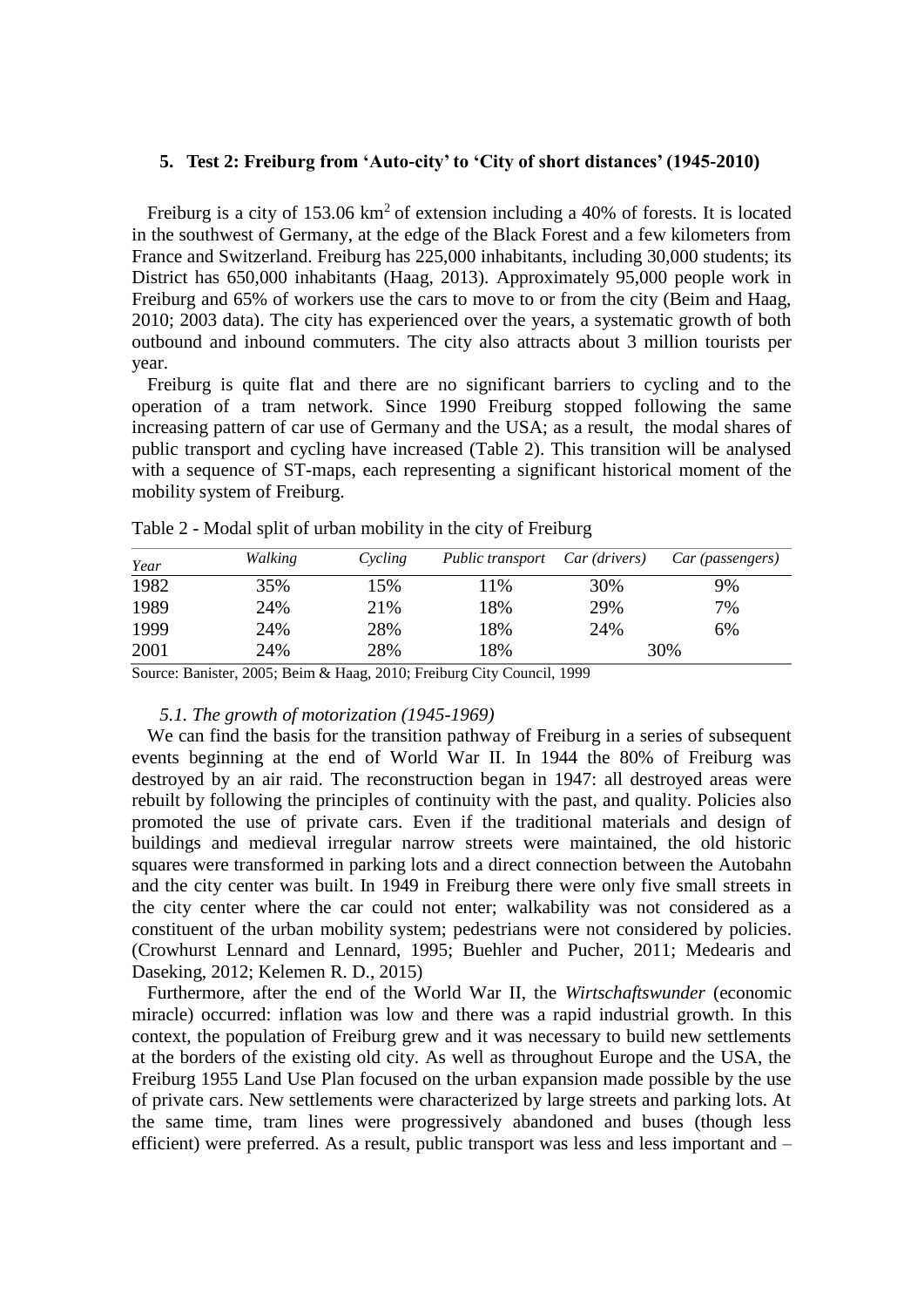## 5. Test 2: Freiburg from 'Auto-city' to 'City of short distances' (1945-2010)

Freiburg is a city of 153.06 km$^2$ of extension including a 40% of forests. It is located in the southwest of Germany, at the edge of the Black Forest and a few kilometers from France and Switzerland. Freiburg has 225,000 inhabitants, including 30,000 students; its District has 650,000 inhabitants (Haag, 2013). Approximately 95,000 people work in Freiburg and 65% of workers use the cars to move to or from the city (Beim and Haag, 2010; 2003 data). The city has experienced over the years, a systematic growth of both outbound and inbound commuters. The city also attracts about 3 million tourists per year.

Freiburg is quite flat and there are no significant barriers to cycling and to the operation of a tram network. Since 1990 Freiburg stopped following the same increasing pattern of car use of Germany and the USA; as a result, the modal shares of public transport and cycling have increased (Table 2). This transition will be analysed with a sequence of ST-maps, each representing a significant historical moment of the mobility system of Freiburg.

Table 2 - Modal split of urban mobility in the city of Freiburg

| *Year* | *Walking* | *Cycling* | *Public transport* | *Car (drivers)* | *Car (passengers)* |
|---|---|---|---|---|---|
| 1982 | 35% | 15% | 11% | 30% | 9% |
| 1989 | 24% | 21% | 18% | 29% | 7% |
| 1999 | 24% | 28% | 18% | 24% | 6% |
| 2001 | 24% | 28% | 18% | 30% | |

Source: Banister, 2005; Beim & Haag, 2010; Freiburg City Council, 1999

### *5.1. The growth of motorization (1945-1969)*

We can find the basis for the transition pathway of Freiburg in a series of subsequent events beginning at the end of World War II. In 1944 the 80% of Freiburg was destroyed by an air raid. The reconstruction began in 1947: all destroyed areas were rebuilt by following the principles of continuity with the past, and quality. Policies also promoted the use of private cars. Even if the traditional materials and design of buildings and medieval irregular narrow streets were maintained, the old historic squares were transformed in parking lots and a direct connection between the Autobahn and the city center was built. In 1949 in Freiburg there were only five small streets in the city center where the car could not enter; walkability was not considered as a constituent of the urban mobility system; pedestrians were not considered by policies. (Crowhurst Lennard and Lennard, 1995; Buehler and Pucher, 2011; Medearis and Daseking, 2012; Kelemen R. D., 2015)

Furthermore, after the end of the World War II, the *Wirtschaftswunder* (economic miracle) occurred: inflation was low and there was a rapid industrial growth. In this context, the population of Freiburg grew and it was necessary to build new settlements at the borders of the existing old city. As well as throughout Europe and the USA, the Freiburg 1955 Land Use Plan focused on the urban expansion made possible by the use of private cars. New settlements were characterized by large streets and parking lots. At the same time, tram lines were progressively abandoned and buses (though less efficient) were preferred. As a result, public transport was less and less important and –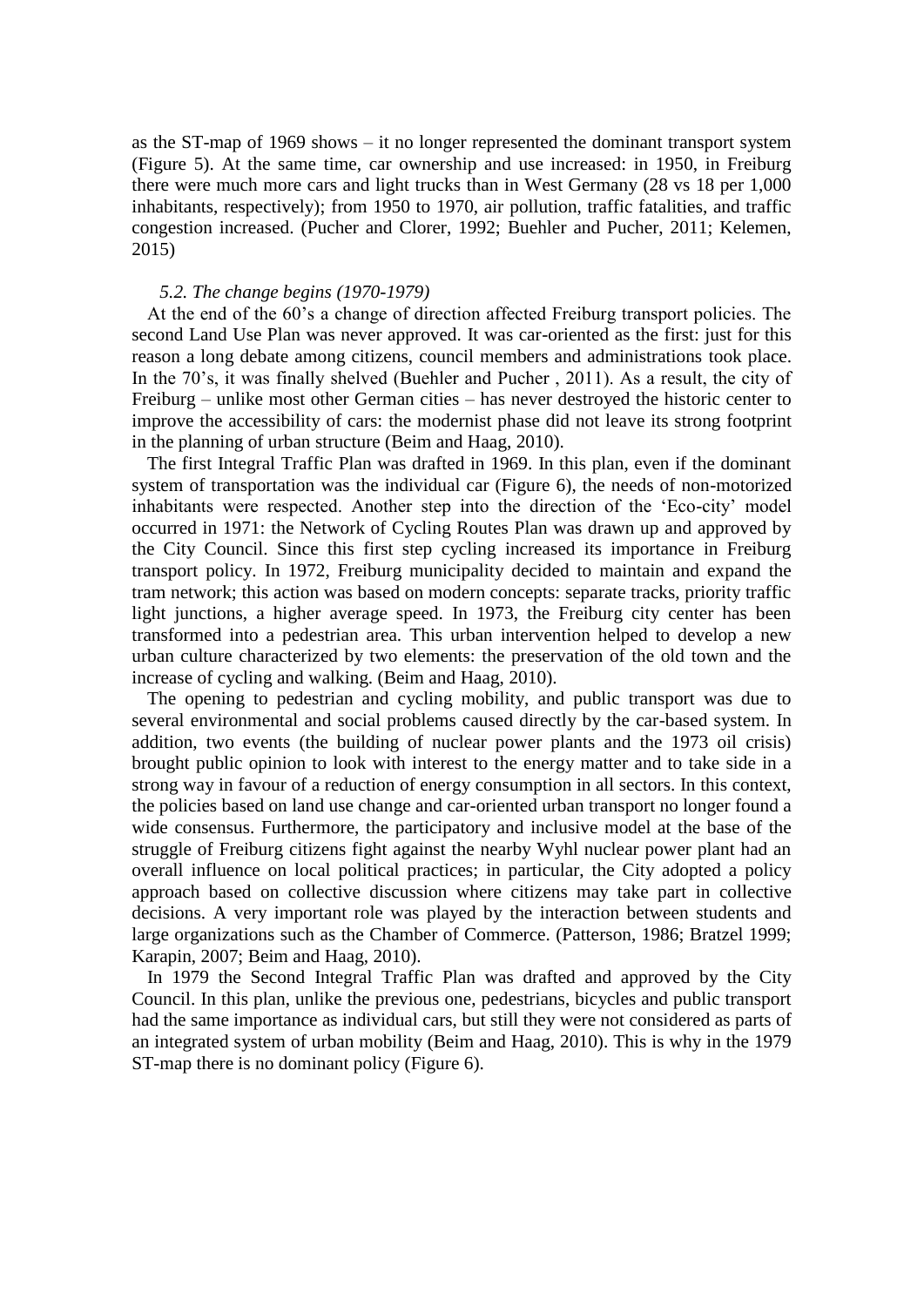as the ST-map of 1969 shows – it no longer represented the dominant transport system (Figure 5). At the same time, car ownership and use increased: in 1950, in Freiburg there were much more cars and light trucks than in West Germany (28 vs 18 per 1,000 inhabitants, respectively); from 1950 to 1970, air pollution, traffic fatalities, and traffic congestion increased. (Pucher and Clorer, 1992; Buehler and Pucher, 2011; Kelemen, 2015)

### *5.2. The change begins (1970-1979)*

At the end of the 60's a change of direction affected Freiburg transport policies. The second Land Use Plan was never approved. It was car-oriented as the first: just for this reason a long debate among citizens, council members and administrations took place. In the 70's, it was finally shelved (Buehler and Pucher , 2011). As a result, the city of Freiburg – unlike most other German cities – has never destroyed the historic center to improve the accessibility of cars: the modernist phase did not leave its strong footprint in the planning of urban structure (Beim and Haag, 2010).

The first Integral Traffic Plan was drafted in 1969. In this plan, even if the dominant system of transportation was the individual car (Figure 6), the needs of non-motorized inhabitants were respected. Another step into the direction of the 'Eco-city' model occurred in 1971: the Network of Cycling Routes Plan was drawn up and approved by the City Council. Since this first step cycling increased its importance in Freiburg transport policy. In 1972, Freiburg municipality decided to maintain and expand the tram network; this action was based on modern concepts: separate tracks, priority traffic light junctions, a higher average speed. In 1973, the Freiburg city center has been transformed into a pedestrian area. This urban intervention helped to develop a new urban culture characterized by two elements: the preservation of the old town and the increase of cycling and walking. (Beim and Haag, 2010).

The opening to pedestrian and cycling mobility, and public transport was due to several environmental and social problems caused directly by the car-based system. In addition, two events (the building of nuclear power plants and the 1973 oil crisis) brought public opinion to look with interest to the energy matter and to take side in a strong way in favour of a reduction of energy consumption in all sectors. In this context, the policies based on land use change and car-oriented urban transport no longer found a wide consensus. Furthermore, the participatory and inclusive model at the base of the struggle of Freiburg citizens fight against the nearby Wyhl nuclear power plant had an overall influence on local political practices; in particular, the City adopted a policy approach based on collective discussion where citizens may take part in collective decisions. A very important role was played by the interaction between students and large organizations such as the Chamber of Commerce. (Patterson, 1986; Bratzel 1999; Karapin, 2007; Beim and Haag, 2010).

In 1979 the Second Integral Traffic Plan was drafted and approved by the City Council. In this plan, unlike the previous one, pedestrians, bicycles and public transport had the same importance as individual cars, but still they were not considered as parts of an integrated system of urban mobility (Beim and Haag, 2010). This is why in the 1979 ST-map there is no dominant policy (Figure 6).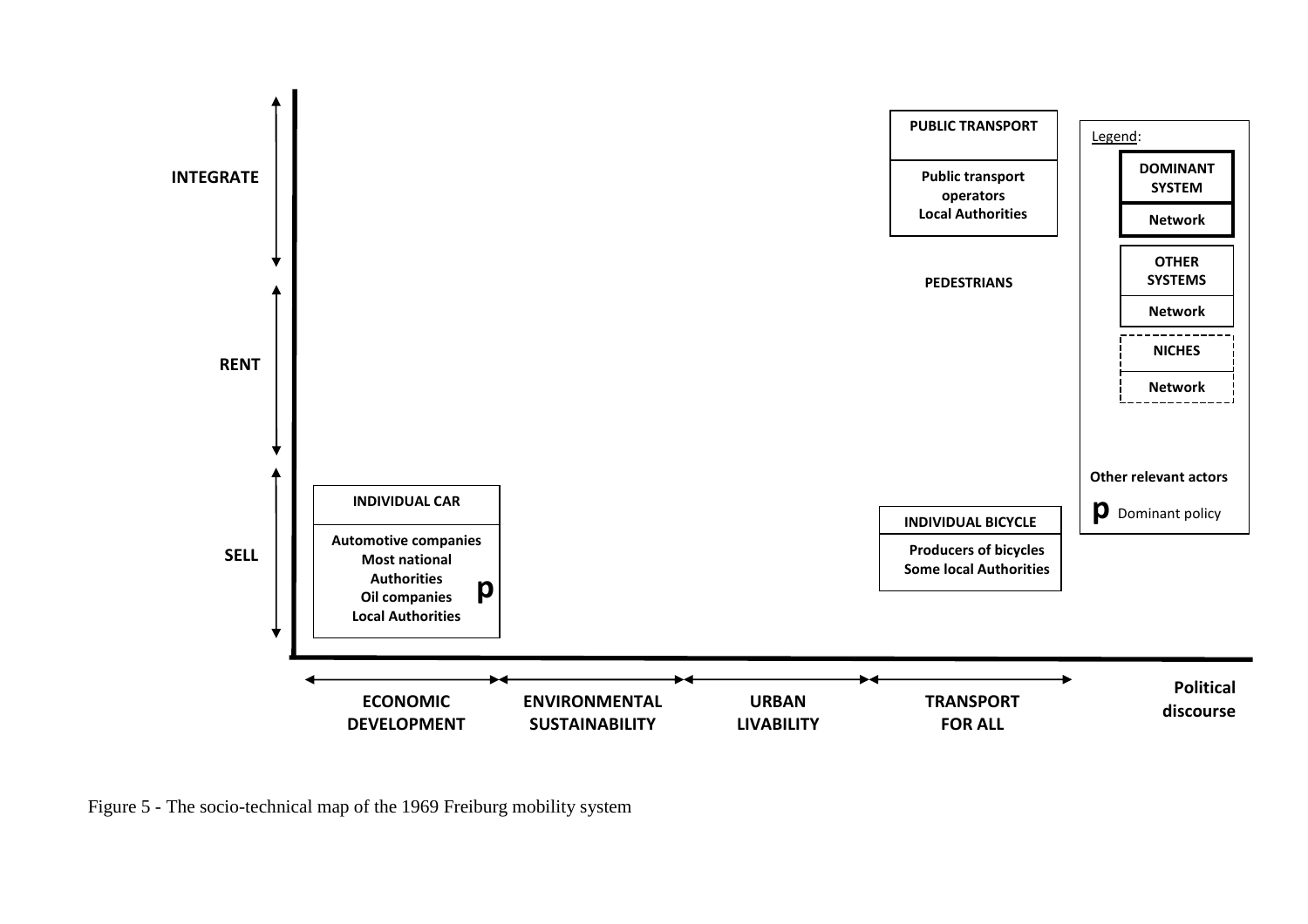INTEGRATE

RENT

SELL

**PUBLIC TRANSPORT**

Public transport operators
Local Authorities

PEDESTRIANS

**INDIVIDUAL CAR**

Automotive companies
Most national Authorities
Oil companies
Local Authorities

**p**

**INDIVIDUAL BICYCLE**

Producers of bicycles
Some local Authorities

Legend:

- DOMINANT SYSTEM / Network
- OTHER SYSTEMS / Network
- NICHES / Network
- Other relevant actors
- **p** Dominant policy

ECONOMIC DEVELOPMENT | ENVIRONMENTAL SUSTAINABILITY | URBAN LIVABILITY | TRANSPORT FOR ALL

Political discourse

Figure 5 - The socio-technical map of the 1969 Freiburg mobility system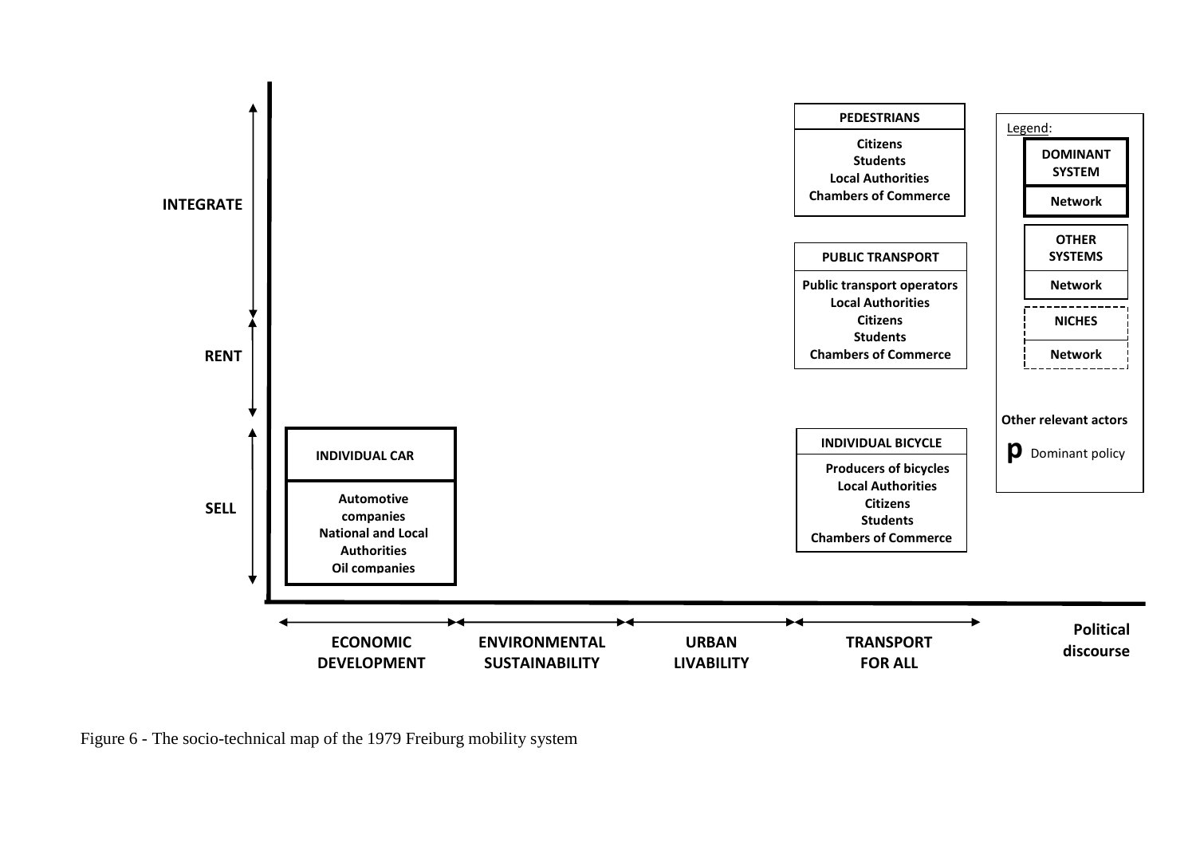| | ECONOMIC DEVELOPMENT | ENVIRONMENTAL SUSTAINABILITY | URBAN LIVABILITY | TRANSPORT FOR ALL |
|---|---|---|---|---|
| **INTEGRATE** | | | | **PEDESTRIANS**: Citizens, Students, Local Authorities, Chambers of Commerce |
| **RENT** | | | | **PUBLIC TRANSPORT**: Public transport operators, Local Authorities, Citizens, Students, Chambers of Commerce |
| **SELL** | **INDIVIDUAL CAR**: Automotive companies, National and Local Authorities, Oil companies | | | **INDIVIDUAL BICYCLE**: Producers of bicycles, Local Authorities, Citizens, Students, Chambers of Commerce |

Horizontal axis: Political discourse

Legend:
- DOMINANT SYSTEM / Network
- OTHER SYSTEMS / Network
- NICHES / Network
- Other relevant actors
- **p** Dominant policy

Figure 6 - The socio-technical map of the 1979 Freiburg mobility system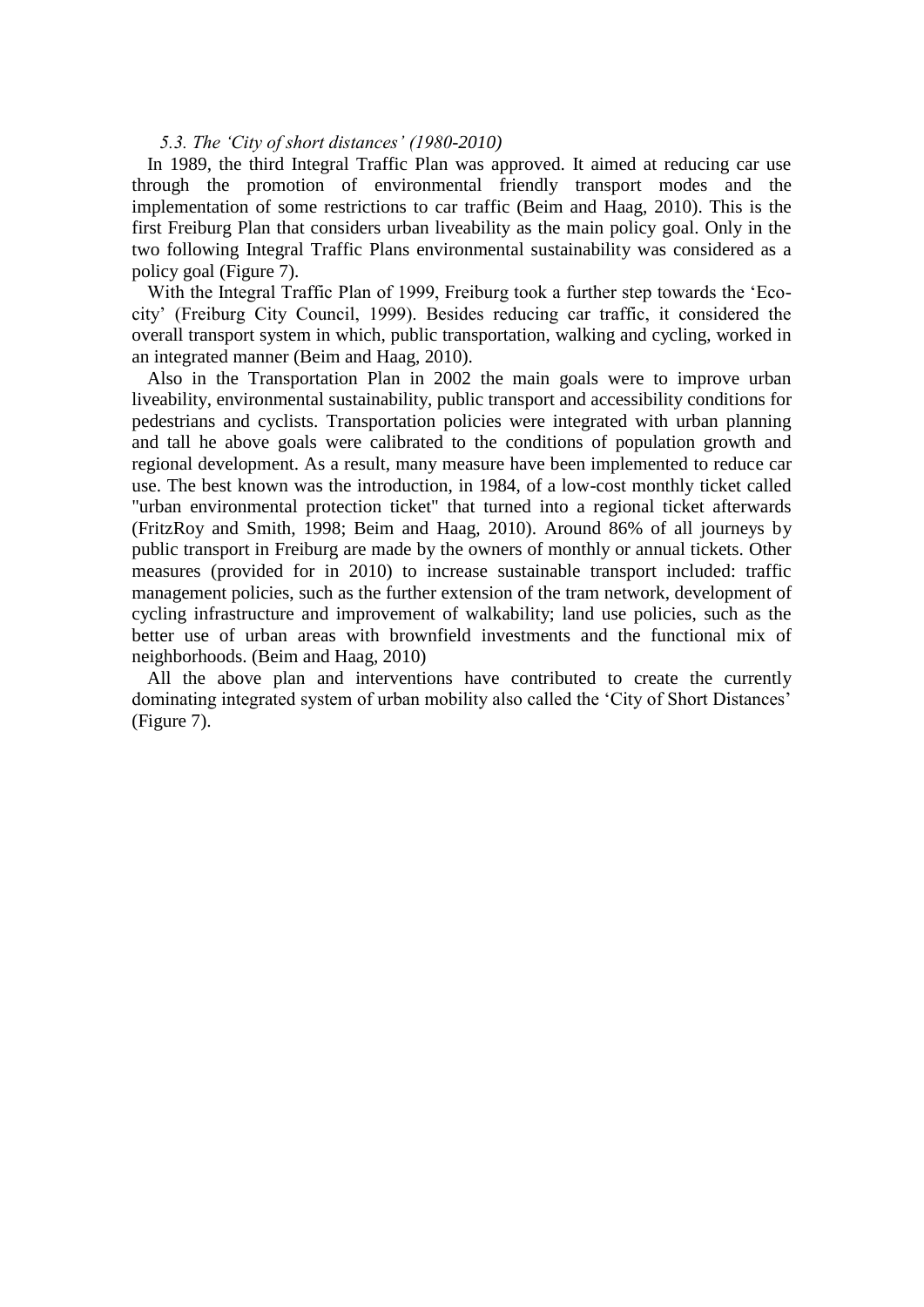### *5.3. The 'City of short distances' (1980-2010)*

In 1989, the third Integral Traffic Plan was approved. It aimed at reducing car use through the promotion of environmental friendly transport modes and the implementation of some restrictions to car traffic (Beim and Haag, 2010). This is the first Freiburg Plan that considers urban liveability as the main policy goal. Only in the two following Integral Traffic Plans environmental sustainability was considered as a policy goal (Figure 7).

With the Integral Traffic Plan of 1999, Freiburg took a further step towards the 'Eco-city' (Freiburg City Council, 1999). Besides reducing car traffic, it considered the overall transport system in which, public transportation, walking and cycling, worked in an integrated manner (Beim and Haag, 2010).

Also in the Transportation Plan in 2002 the main goals were to improve urban liveability, environmental sustainability, public transport and accessibility conditions for pedestrians and cyclists. Transportation policies were integrated with urban planning and tall he above goals were calibrated to the conditions of population growth and regional development. As a result, many measure have been implemented to reduce car use. The best known was the introduction, in 1984, of a low-cost monthly ticket called "urban environmental protection ticket" that turned into a regional ticket afterwards (FritzRoy and Smith, 1998; Beim and Haag, 2010). Around 86% of all journeys by public transport in Freiburg are made by the owners of monthly or annual tickets. Other measures (provided for in 2010) to increase sustainable transport included: traffic management policies, such as the further extension of the tram network, development of cycling infrastructure and improvement of walkability; land use policies, such as the better use of urban areas with brownfield investments and the functional mix of neighborhoods. (Beim and Haag, 2010)

All the above plan and interventions have contributed to create the currently dominating integrated system of urban mobility also called the 'City of Short Distances' (Figure 7).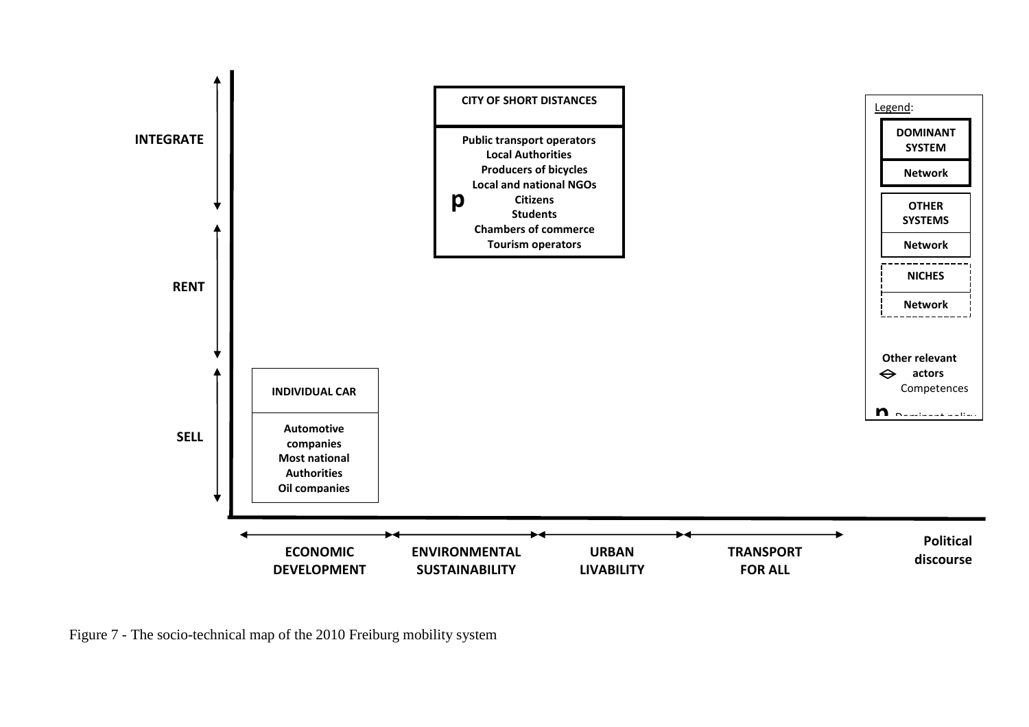INTEGRATE

RENT

SELL

**CITY OF SHORT DISTANCES**

Public transport operators
Local Authorities
Producers of bicycles
Local and national NGOs
Citizens
Students
Chambers of commerce
Tourism operators

**INDIVIDUAL CAR**

Automotive companies
Most national Authorities
Oil companies

Legend:

DOMINANT SYSTEM
Network

OTHER SYSTEMS
Network

NICHES
Network

Other relevant actors
Competences

ECONOMIC DEVELOPMENT | ENVIRONMENTAL SUSTAINABILITY | URBAN LIVABILITY | TRANSPORT FOR ALL

Political discourse

Figure 7 - The socio-technical map of the 2010 Freiburg mobility system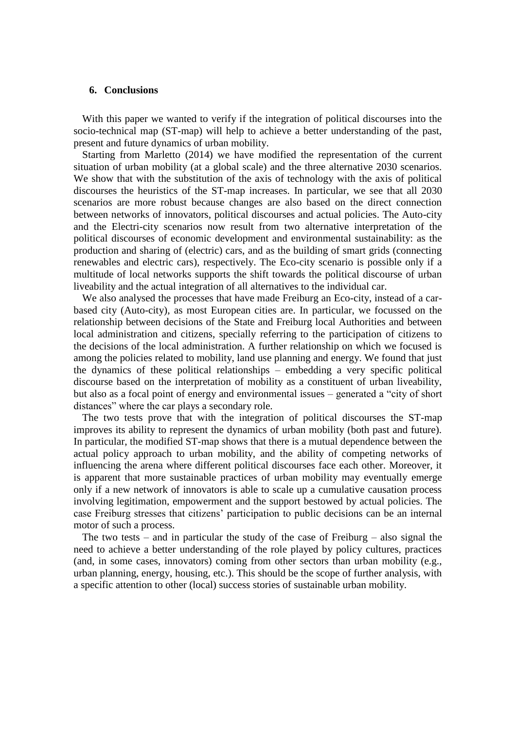## 6. Conclusions

With this paper we wanted to verify if the integration of political discourses into the socio-technical map (ST-map) will help to achieve a better understanding of the past, present and future dynamics of urban mobility.

Starting from Marletto (2014) we have modified the representation of the current situation of urban mobility (at a global scale) and the three alternative 2030 scenarios. We show that with the substitution of the axis of technology with the axis of political discourses the heuristics of the ST-map increases. In particular, we see that all 2030 scenarios are more robust because changes are also based on the direct connection between networks of innovators, political discourses and actual policies. The Auto-city and the Electri-city scenarios now result from two alternative interpretation of the political discourses of economic development and environmental sustainability: as the production and sharing of (electric) cars, and as the building of smart grids (connecting renewables and electric cars), respectively. The Eco-city scenario is possible only if a multitude of local networks supports the shift towards the political discourse of urban liveability and the actual integration of all alternatives to the individual car.

We also analysed the processes that have made Freiburg an Eco-city, instead of a car-based city (Auto-city), as most European cities are. In particular, we focussed on the relationship between decisions of the State and Freiburg local Authorities and between local administration and citizens, specially referring to the participation of citizens to the decisions of the local administration. A further relationship on which we focused is among the policies related to mobility, land use planning and energy. We found that just the dynamics of these political relationships – embedding a very specific political discourse based on the interpretation of mobility as a constituent of urban liveability, but also as a focal point of energy and environmental issues – generated a "city of short distances" where the car plays a secondary role.

The two tests prove that with the integration of political discourses the ST-map improves its ability to represent the dynamics of urban mobility (both past and future). In particular, the modified ST-map shows that there is a mutual dependence between the actual policy approach to urban mobility, and the ability of competing networks of influencing the arena where different political discourses face each other. Moreover, it is apparent that more sustainable practices of urban mobility may eventually emerge only if a new network of innovators is able to scale up a cumulative causation process involving legitimation, empowerment and the support bestowed by actual policies. The case Freiburg stresses that citizens' participation to public decisions can be an internal motor of such a process.

The two tests – and in particular the study of the case of Freiburg – also signal the need to achieve a better understanding of the role played by policy cultures, practices (and, in some cases, innovators) coming from other sectors than urban mobility (e.g., urban planning, energy, housing, etc.). This should be the scope of further analysis, with a specific attention to other (local) success stories of sustainable urban mobility.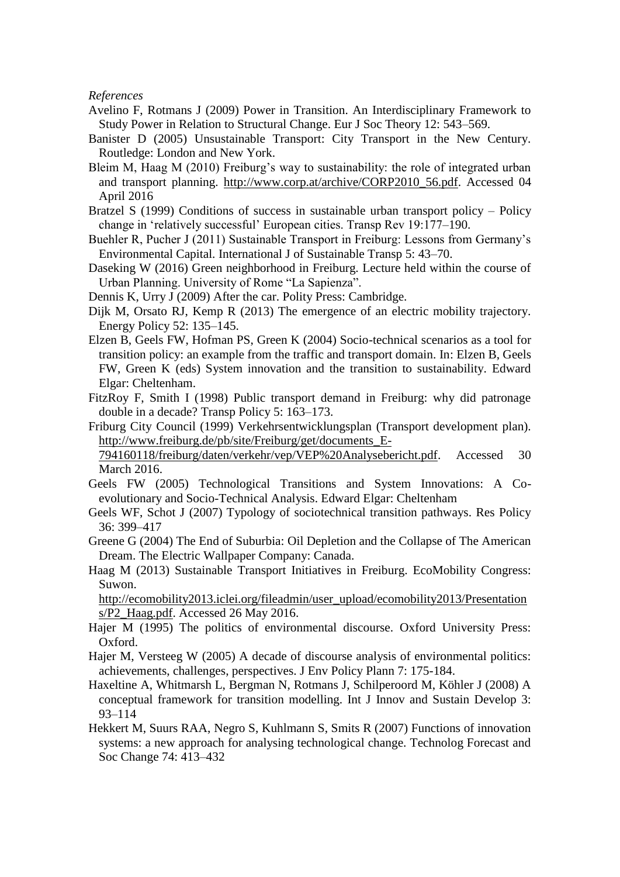*References*

Avelino F, Rotmans J (2009) Power in Transition. An Interdisciplinary Framework to Study Power in Relation to Structural Change. Eur J Soc Theory 12: 543–569.

Banister D (2005) Unsustainable Transport: City Transport in the New Century. Routledge: London and New York.

Bleim M, Haag M (2010) Freiburg's way to sustainability: the role of integrated urban and transport planning. http://www.corp.at/archive/CORP2010_56.pdf. Accessed 04 April 2016

Bratzel S (1999) Conditions of success in sustainable urban transport policy – Policy change in 'relatively successful' European cities. Transp Rev 19:177–190.

Buehler R, Pucher J (2011) Sustainable Transport in Freiburg: Lessons from Germany's Environmental Capital. International J of Sustainable Transp 5: 43–70.

Daseking W (2016) Green neighborhood in Freiburg. Lecture held within the course of Urban Planning. University of Rome "La Sapienza".

Dennis K, Urry J (2009) After the car. Polity Press: Cambridge.

Dijk M, Orsato RJ, Kemp R (2013) The emergence of an electric mobility trajectory. Energy Policy 52: 135–145.

Elzen B, Geels FW, Hofman PS, Green K (2004) Socio-technical scenarios as a tool for transition policy: an example from the traffic and transport domain. In: Elzen B, Geels FW, Green K (eds) System innovation and the transition to sustainability. Edward Elgar: Cheltenham.

FitzRoy F, Smith I (1998) Public transport demand in Freiburg: why did patronage double in a decade? Transp Policy 5: 163–173.

Friburg City Council (1999) Verkehrsentwicklungsplan (Transport development plan). http://www.freiburg.de/pb/site/Freiburg/get/documents_E-794160118/freiburg/daten/verkehr/vep/VEP%20Analysebericht.pdf. Accessed 30 March 2016.

Geels FW (2005) Technological Transitions and System Innovations: A Co-evolutionary and Socio-Technical Analysis. Edward Elgar: Cheltenham

Geels WF, Schot J (2007) Typology of sociotechnical transition pathways. Res Policy 36: 399–417

Greene G (2004) The End of Suburbia: Oil Depletion and the Collapse of The American Dream. The Electric Wallpaper Company: Canada.

Haag M (2013) Sustainable Transport Initiatives in Freiburg. EcoMobility Congress: Suwon. http://ecomobility2013.iclei.org/fileadmin/user_upload/ecomobility2013/Presentations/P2_Haag.pdf. Accessed 26 May 2016.

Hajer M (1995) The politics of environmental discourse. Oxford University Press: Oxford.

Hajer M, Versteeg W (2005) A decade of discourse analysis of environmental politics: achievements, challenges, perspectives. J Env Policy Plann 7: 175-184.

Haxeltine A, Whitmarsh L, Bergman N, Rotmans J, Schilperoord M, Köhler J (2008) A conceptual framework for transition modelling. Int J Innov and Sustain Develop 3: 93–114

Hekkert M, Suurs RAA, Negro S, Kuhlmann S, Smits R (2007) Functions of innovation systems: a new approach for analysing technological change. Technolog Forecast and Soc Change 74: 413–432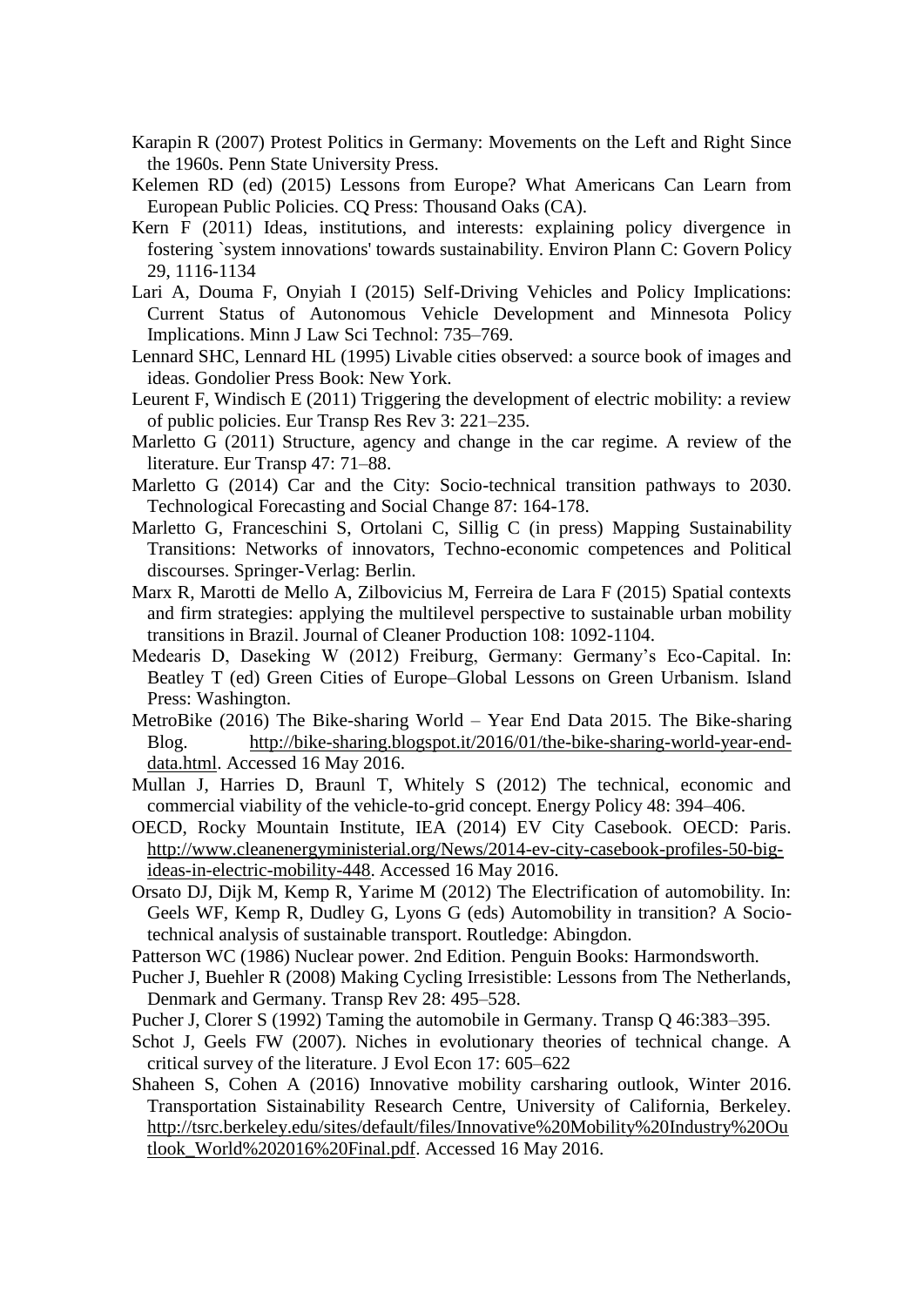Karapin R (2007) Protest Politics in Germany: Movements on the Left and Right Since the 1960s. Penn State University Press.

Kelemen RD (ed) (2015) Lessons from Europe? What Americans Can Learn from European Public Policies. CQ Press: Thousand Oaks (CA).

Kern F (2011) Ideas, institutions, and interests: explaining policy divergence in fostering `system innovations' towards sustainability. Environ Plann C: Govern Policy 29, 1116-1134

Lari A, Douma F, Onyiah I (2015) Self-Driving Vehicles and Policy Implications: Current Status of Autonomous Vehicle Development and Minnesota Policy Implications. Minn J Law Sci Technol: 735–769.

Lennard SHC, Lennard HL (1995) Livable cities observed: a source book of images and ideas. Gondolier Press Book: New York.

Leurent F, Windisch E (2011) Triggering the development of electric mobility: a review of public policies. Eur Transp Res Rev 3: 221–235.

Marletto G (2011) Structure, agency and change in the car regime. A review of the literature. Eur Transp 47: 71–88.

Marletto G (2014) Car and the City: Socio-technical transition pathways to 2030. Technological Forecasting and Social Change 87: 164-178.

Marletto G, Franceschini S, Ortolani C, Sillig C (in press) Mapping Sustainability Transitions: Networks of innovators, Techno-economic competences and Political discourses. Springer-Verlag: Berlin.

Marx R, Marotti de Mello A, Zilbovicius M, Ferreira de Lara F (2015) Spatial contexts and firm strategies: applying the multilevel perspective to sustainable urban mobility transitions in Brazil. Journal of Cleaner Production 108: 1092-1104.

Medearis D, Daseking W (2012) Freiburg, Germany: Germany's Eco-Capital. In: Beatley T (ed) Green Cities of Europe–Global Lessons on Green Urbanism. Island Press: Washington.

MetroBike (2016) The Bike-sharing World – Year End Data 2015. The Bike-sharing Blog. http://bike-sharing.blogspot.it/2016/01/the-bike-sharing-world-year-end-data.html. Accessed 16 May 2016.

Mullan J, Harries D, Braunl T, Whitely S (2012) The technical, economic and commercial viability of the vehicle-to-grid concept. Energy Policy 48: 394–406.

OECD, Rocky Mountain Institute, IEA (2014) EV City Casebook. OECD: Paris. http://www.cleanenergyministerial.org/News/2014-ev-city-casebook-profiles-50-big-ideas-in-electric-mobility-448. Accessed 16 May 2016.

Orsato DJ, Dijk M, Kemp R, Yarime M (2012) The Electrification of automobility. In: Geels WF, Kemp R, Dudley G, Lyons G (eds) Automobility in transition? A Socio-technical analysis of sustainable transport. Routledge: Abingdon.

Patterson WC (1986) Nuclear power. 2nd Edition. Penguin Books: Harmondsworth.

Pucher J, Buehler R (2008) Making Cycling Irresistible: Lessons from The Netherlands, Denmark and Germany. Transp Rev 28: 495–528.

Pucher J, Clorer S (1992) Taming the automobile in Germany. Transp Q 46:383–395.

Schot J, Geels FW (2007). Niches in evolutionary theories of technical change. A critical survey of the literature. J Evol Econ 17: 605–622

Shaheen S, Cohen A (2016) Innovative mobility carsharing outlook, Winter 2016. Transportation Sistainability Research Centre, University of California, Berkeley. http://tsrc.berkeley.edu/sites/default/files/Innovative%20Mobility%20Industry%20Outlook_World%202016%20Final.pdf. Accessed 16 May 2016.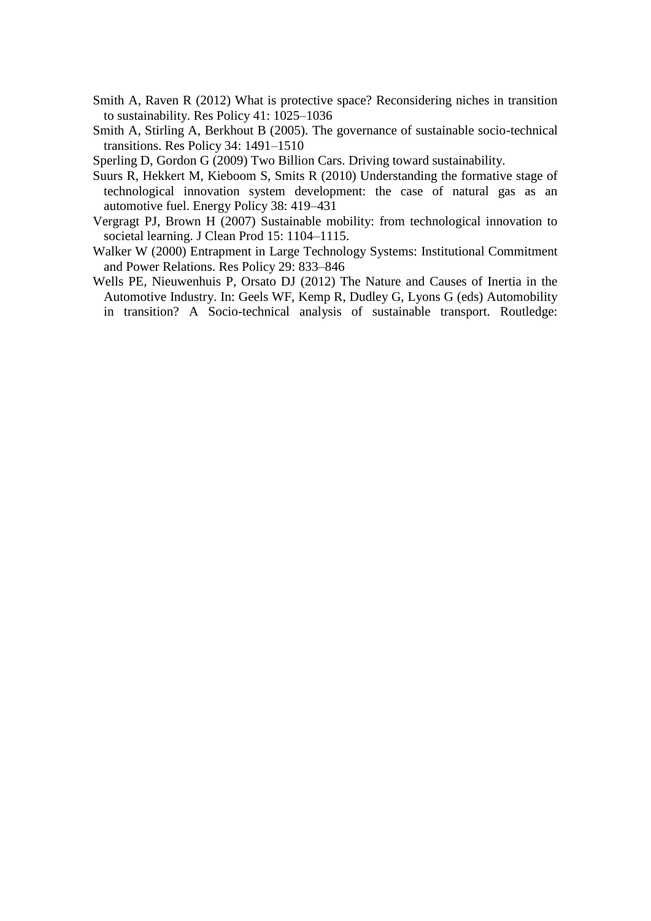Smith A, Raven R (2012) What is protective space? Reconsidering niches in transition to sustainability. Res Policy 41: 1025–1036

Smith A, Stirling A, Berkhout B (2005). The governance of sustainable socio-technical transitions. Res Policy 34: 1491–1510

Sperling D, Gordon G (2009) Two Billion Cars. Driving toward sustainability.

Suurs R, Hekkert M, Kieboom S, Smits R (2010) Understanding the formative stage of technological innovation system development: the case of natural gas as an automotive fuel. Energy Policy 38: 419–431

Vergragt PJ, Brown H (2007) Sustainable mobility: from technological innovation to societal learning. J Clean Prod 15: 1104–1115.

Walker W (2000) Entrapment in Large Technology Systems: Institutional Commitment and Power Relations. Res Policy 29: 833–846

Wells PE, Nieuwenhuis P, Orsato DJ (2012) The Nature and Causes of Inertia in the Automotive Industry. In: Geels WF, Kemp R, Dudley G, Lyons G (eds) Automobility in transition? A Socio-technical analysis of sustainable transport. Routledge: